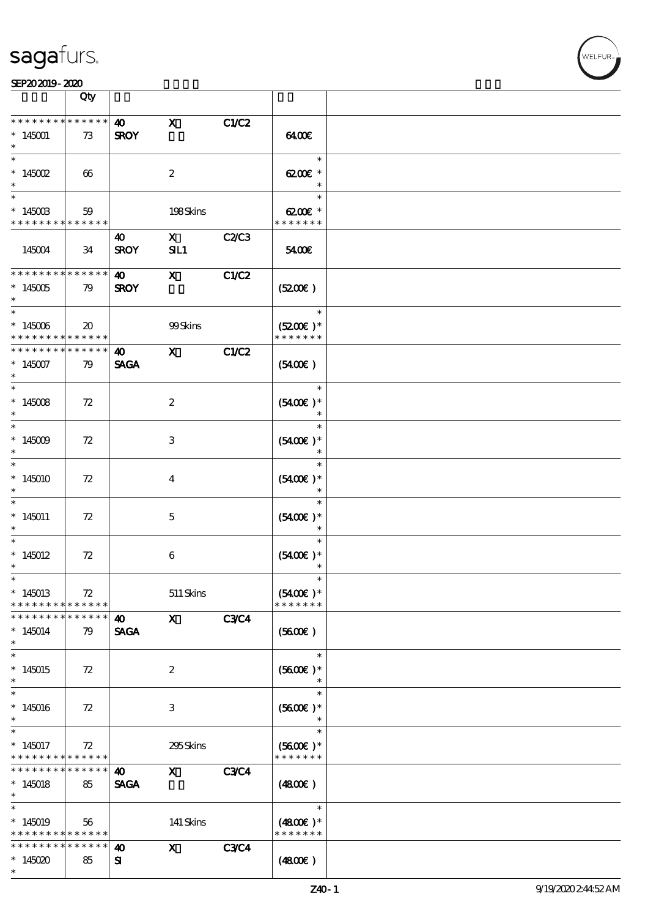sagafurs.

SEP20 2019 - 2020

| | Qty | | | | | |
|---|---|---|---|---|---|---|
| * * * * * * * * * * * * * * | | 40 | X | C1/C2 | | |
| * 145001 | 73 | SROY | | | 64.00€ | |
| * 145002 | 66 | | 2 | | 62.00€ * | |
| * 145003 | 59 | | 198 Skins | | 62.00€ * | |
| * * * * * * * * * * * * * * | | | | | * * * * * * * | |
| | | 40 | X | C2/C3 | | |
| 145004 | 34 | SROY | SIL1 | | 54.00€ | |
| * * * * * * * * * * * * * * | | 40 | X | C1/C2 | | |
| * 145005 | 79 | SROY | | | (52.00€) | |
| * 145006 | 20 | | 99 Skins | | (52.00€) * | |
| * * * * * * * * * * * * * * | | | | | * * * * * * * | |
| * * * * * * * * * * * * * * | | 40 | X | C1/C2 | | |
| * 145007 | 79 | SAGA | | | (54.00€) | |
| * 145008 | 72 | | 2 | | (54.00€) * | |
| * 145009 | 72 | | 3 | | (54.00€) * | |
| * 145010 | 72 | | 4 | | (54.00€) * | |
| * 145011 | 72 | | 5 | | (54.00€) * | |
| * 145012 | 72 | | 6 | | (54.00€) * | |
| * 145013 | 72 | | 511 Skins | | (54.00€) * | |
| * * * * * * * * * * * * * * | | | | | * * * * * * * | |
| * * * * * * * * * * * * * * | | 40 | X | C3/C4 | | |
| * 145014 | 79 | SAGA | | | (56.00€) | |
| * 145015 | 72 | | 2 | | (56.00€) * | |
| * 145016 | 72 | | 3 | | (56.00€) * | |
| * 145017 | 72 | | 295 Skins | | (56.00€) * | |
| * * * * * * * * * * * * * * | | | | | * * * * * * * | |
| * * * * * * * * * * * * * * | | 40 | X | C3/C4 | | |
| * 145018 | 85 | SAGA | | | (48.00€) | |
| * 145019 | 56 | | 141 Skins | | (48.00€) * | |
| * * * * * * * * * * * * * * | | | | | * * * * * * * | |
| * * * * * * * * * * * * * * | | 40 | X | C3/C4 | | |
| * 145020 | 85 | SI | | | (48.00€) | |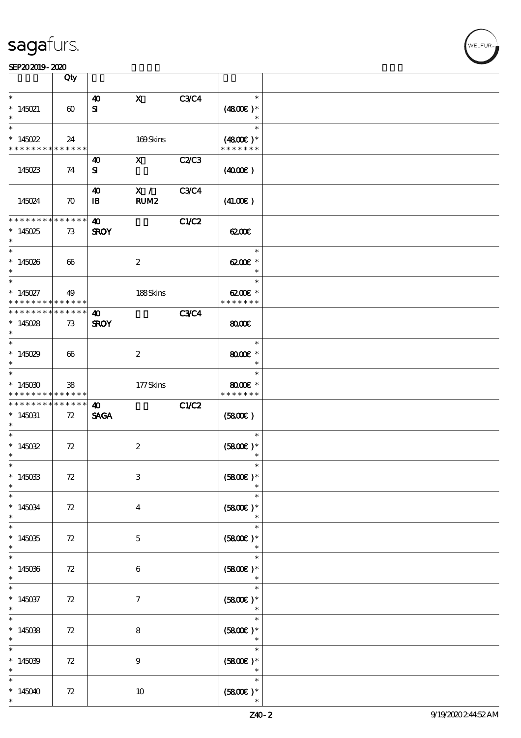| | Qty | | | | | |
|---|---|---|---|---|---|---|
| * 145021 * | 60 | 40 SI | X | C3/C4 | * (48.00€)* * | |
| * 145022 * * * * * * * * * * * * * * | 24 | | 169 Skins | | * (48.00€)* * * * * * * * | |
| 145023 | 74 | 40 SI | X | C2/C3 | (40.00€) | |
| 145024 | 70 | 40 IB | X / RUM2 | C3/C4 | (41.00€) | |
| * * * * * * * * * * * * * * 145025 * | 73 | 40 SROY | | C1/C2 | 62.00€ | |
| * 145026 * | 66 | | 2 | | * 62.00€ * * | |
| * 145027 * * * * * * * * * * * * * * | 49 | | 188 Skins | | * 62.00€ * * * * * * * * | |
| * * * * * * * * * * * * * * 145028 * | 73 | 40 SROY | | C3/C4 | 80.00€ | |
| * 145029 * | 66 | | 2 | | * 80.00€ * * | |
| * 145030 * * * * * * * * * * * * * * | 38 | | 177 Skins | | * 80.00€ * * * * * * * * | |
| * * * * * * * * * * * * * * 145031 * | 72 | 40 SAGA | | C1/C2 | (58.00€) | |
| * 145032 * | 72 | | 2 | | * (58.00€)* * | |
| * 145033 * | 72 | | 3 | | * (58.00€)* * | |
| * 145034 * | 72 | | 4 | | * (58.00€)* * | |
| * 145035 * | 72 | | 5 | | * (58.00€)* * | |
| * 145036 * | 72 | | 6 | | * (58.00€)* * | |
| * 145037 * | 72 | | 7 | | * (58.00€)* * | |
| * 145038 * | 72 | | 8 | | * (58.00€)* * | |
| * 145039 * | 72 | | 9 | | * (58.00€)* * | |
| * 145040 * | 72 | | 10 | | * (58.00€)* * | |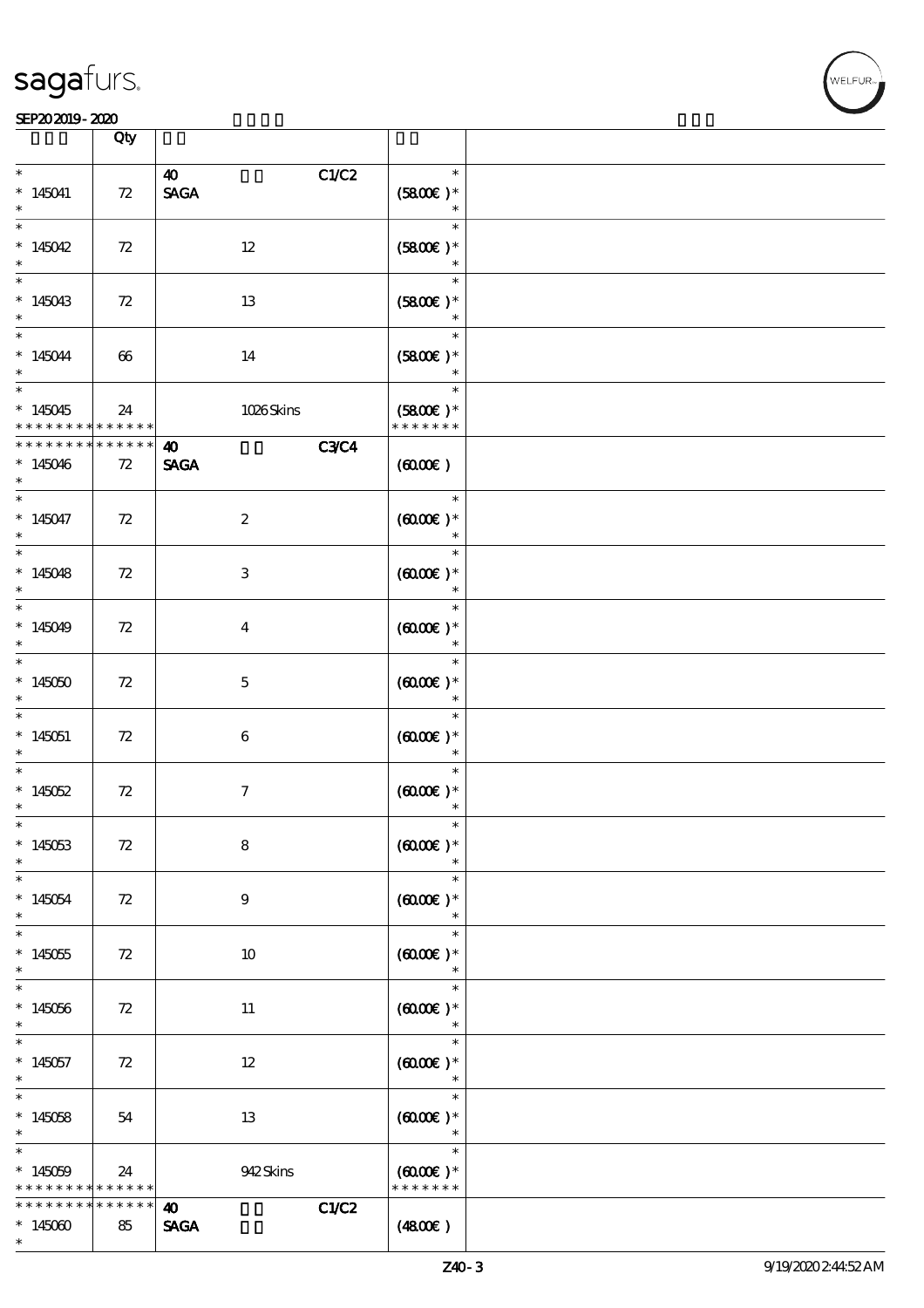| | Qty | | | |
|---|---|---|---|---|
| * 145041 * | 72 | 40 SAGA C1/C2 | * (58.00€) * * | |
| * 145042 * | 72 | 12 | * (58.00€) * * | |
| * 145043 * | 72 | 13 | * (58.00€) * * | |
| * 145044 * | 66 | 14 | * (58.00€) * * | |
| * 145045 * * * * * * * * * * * * * | 24 | 1026 Skins | * (58.00€) * * * * * * * * | |
| * * * * * * * * * * * * * * 145046 * | 72 | 40 SAGA C3/C4 | (60.00€) | |
| * 145047 * | 72 | 2 | * (60.00€) * * | |
| * 145048 * | 72 | 3 | * (60.00€) * * | |
| * 145049 * | 72 | 4 | * (60.00€) * * | |
| * 145050 * | 72 | 5 | * (60.00€) * * | |
| * 145051 * | 72 | 6 | * (60.00€) * * | |
| * 145052 * | 72 | 7 | * (60.00€) * * | |
| * 145053 * | 72 | 8 | * (60.00€) * * | |
| * 145054 * | 72 | 9 | * (60.00€) * * | |
| * 145055 * | 72 | 10 | * (60.00€) * * | |
| * 145056 * | 72 | 11 | * (60.00€) * * | |
| * 145057 * | 72 | 12 | * (60.00€) * * | |
| * 145058 * | 54 | 13 | * (60.00€) * * | |
| * 145059 * * * * * * * * * * * * * | 24 | 942 Skins | * (60.00€) * * * * * * * * | |
| * * * * * * * * * * * * * * 145060 * | 85 | 40 SAGA C1/C2 | (48.00€) | |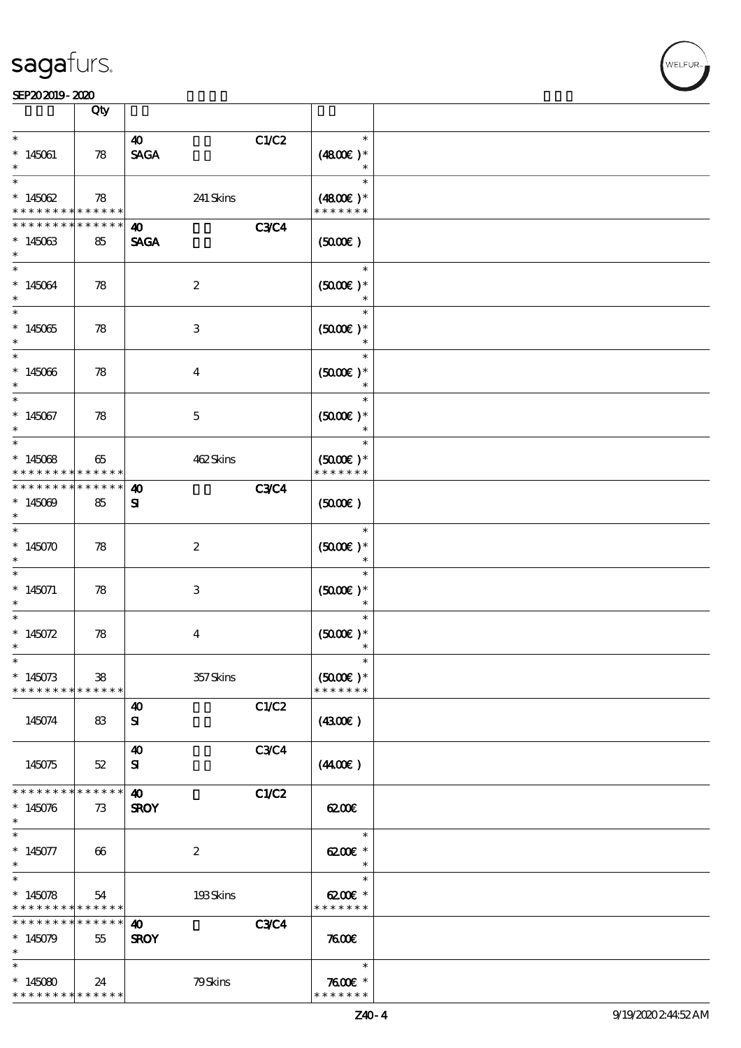| | Qty | | | | |
|---|---|---|---|---|---|
| * <br> * 145061 <br> * | 78 | 40 <br> SAGA | | C1/C2 | * <br> (48.00€) * <br> * |
| * <br> * 145062 <br> * * * * * * * * * * * * * * | 78 | | 241 Skins | | * <br> (48.00€) * <br> * * * * * * * |
| * * * * * * * * * * * * * * <br> * 145063 <br> * | 85 | 40 <br> SAGA | | C3/C4 | (50.00€) |
| * <br> * 145064 <br> * | 78 | | 2 | | * <br> (50.00€) * <br> * |
| * <br> * 145065 <br> * | 78 | | 3 | | * <br> (50.00€) * <br> * |
| * <br> * 145066 <br> * | 78 | | 4 | | * <br> (50.00€) * <br> * |
| * <br> * 145067 <br> * | 78 | | 5 | | * <br> (50.00€) * <br> * |
| * <br> * 145068 <br> * * * * * * * * * * * * * * | 65 | | 462 Skins | | * <br> (50.00€) * <br> * * * * * * * |
| * * * * * * * * * * * * * * <br> * 145069 <br> * | 85 | 40 <br> SI | | C3/C4 | (50.00€) |
| * <br> * 145070 <br> * | 78 | | 2 | | * <br> (50.00€) * <br> * |
| * <br> * 145071 <br> * | 78 | | 3 | | * <br> (50.00€) * <br> * |
| * <br> * 145072 <br> * | 78 | | 4 | | * <br> (50.00€) * <br> * |
| * <br> * 145073 <br> * * * * * * * * * * * * * * | 38 | | 357 Skins | | * <br> (50.00€) * <br> * * * * * * * |
| 145074 | 83 | 40 <br> SI | | C1/C2 | (43.00€) |
| 145075 | 52 | 40 <br> SI | | C3/C4 | (44.00€) |
| * * * * * * * * * * * * * * <br> * 145076 <br> * | 73 | 40 <br> SROY | | C1/C2 | 62.00€ |
| * <br> * 145077 <br> * | 66 | | 2 | | * <br> 62.00€ * <br> * |
| * <br> * 145078 <br> * * * * * * * * * * * * * * | 54 | | 193 Skins | | * <br> 62.00€ * <br> * * * * * * * |
| * * * * * * * * * * * * * * <br> * 145079 <br> * | 55 | 40 <br> SROY | | C3/C4 | 76.00€ |
| * <br> * 145080 <br> * * * * * * * * * * * * * * | 24 | | 79 Skins | | * <br> 76.00€ * <br> * * * * * * * |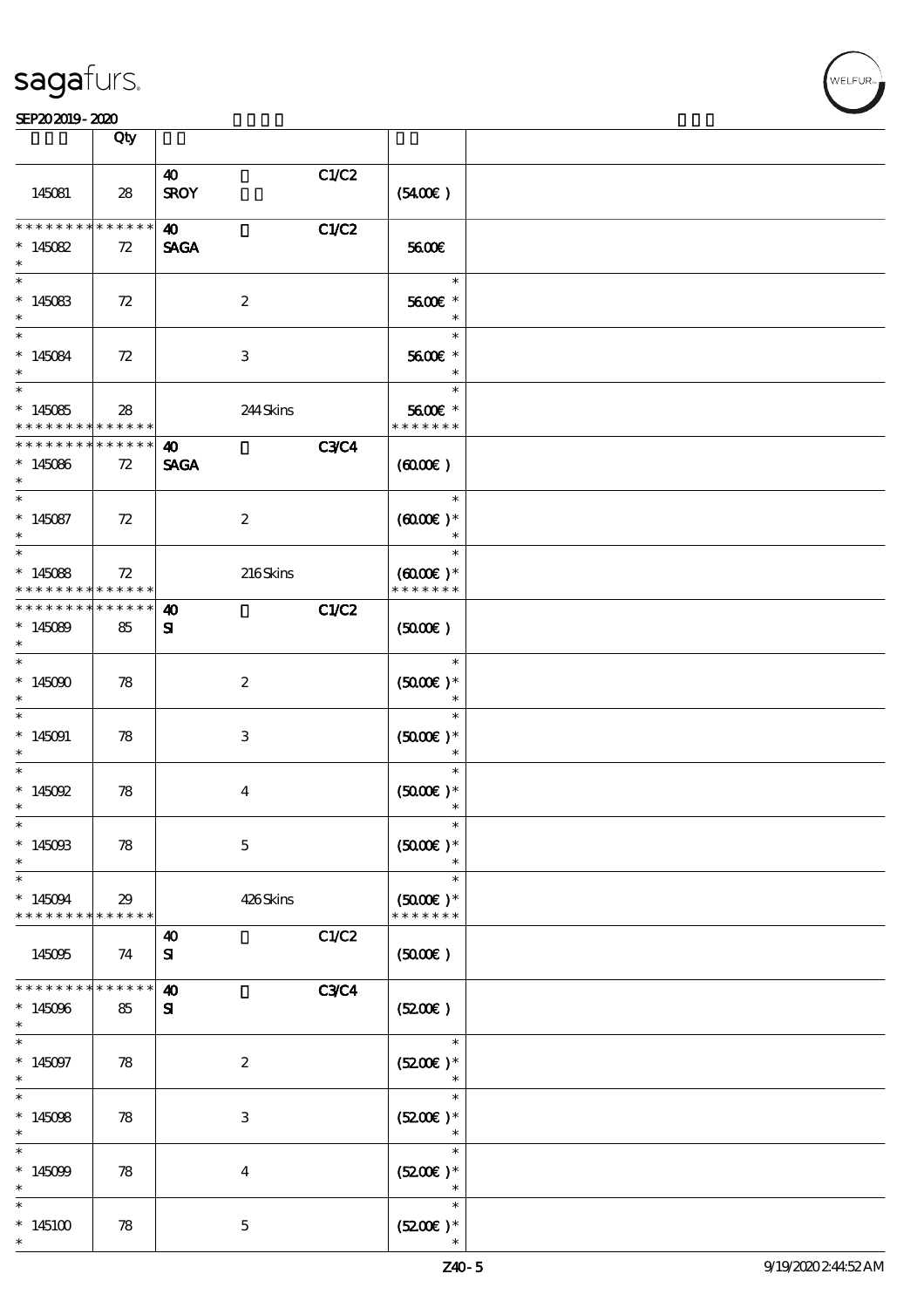| | Qty | | | | | |
|---|---|---|---|---|---|---|
| 145081 | 28 | 40 SROY | | C1/C2 | (54.00€) | |
| * * * * * * * * * * * * * * 145082 * | 72 | 40 SAGA | | C1/C2 | 56.00€ | |
| * * 145083 * | 72 | | 2 | | * 56.00€ * * | |
| * * 145084 * | 72 | | 3 | | * 56.00€ * * | |
| * * 145085 * * * * * * * * * * * * * * | 28 | | 244 Skins | | * 56.00€ * * * * * * * * | |
| * * * * * * * * * * * * * * 145086 * | 72 | 40 SAGA | | C3/C4 | (60.00€) | |
| * * 145087 * | 72 | | 2 | | * (60.00€) * * | |
| * * 145088 * * * * * * * * * * * * * * | 72 | | 216 Skins | | * (60.00€) * * * * * * * * | |
| * * * * * * * * * * * * * * 145089 * | 85 | 40 SI | | C1/C2 | (50.00€) | |
| * * 145090 * | 78 | | 2 | | * (50.00€) * * | |
| * * 145091 * | 78 | | 3 | | * (50.00€) * * | |
| * * 145092 * | 78 | | 4 | | * (50.00€) * * | |
| * * 145093 * | 78 | | 5 | | * (50.00€) * * | |
| * * 145094 * * * * * * * * * * * * * * | 29 | | 426 Skins | | * (50.00€) * * * * * * * * | |
| 145095 | 74 | 40 SI | | C1/C2 | (50.00€) | |
| * * * * * * * * * * * * * * 145096 * | 85 | 40 SI | | C3/C4 | (52.00€) | |
| * * 145097 * | 78 | | 2 | | * (52.00€) * * | |
| * * 145098 * | 78 | | 3 | | * (52.00€) * * | |
| * * 145099 * | 78 | | 4 | | * (52.00€) * * | |
| * * 145100 * | 78 | | 5 | | * (52.00€) * * | |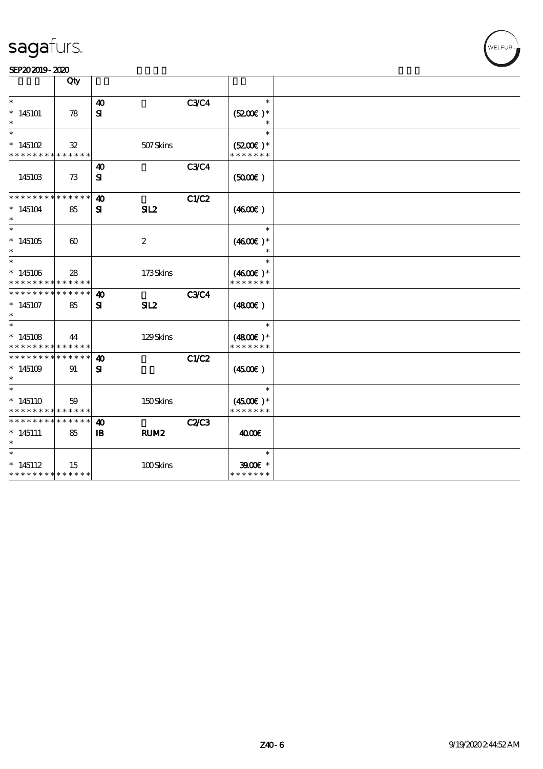| | Qty | | | | | |
|---|---|---|---|---|---|---|
| * 145101 * | 78 | 40 SI | | C3/C4 | * (52.00€ )* * | |
| * 145102 * * * * * * * * * * * * * * | 32 | | 507 Skins | | * (52.00€ )* * * * * * * * | |
| 145103 | 73 | 40 SI | | C3/C4 | (50.00€ ) | |
| * * * * * * * * * * * * * * 145104 * | 85 | 40 SI | SIL2 | C1/C2 | (46.00€ ) | |
| * 145105 * | 60 | | 2 | | * (46.00€ )* * | |
| * 145106 * * * * * * * * * * * * * * | 28 | | 173 Skins | | * (46.00€ )* * * * * * * * | |
| * * * * * * * * * * * * * * 145107 * | 85 | 40 SI | SIL2 | C3/C4 | (48.00€ ) | |
| * 145108 * * * * * * * * * * * * * * | 44 | | 129 Skins | | * (48.00€ )* * * * * * * * | |
| * * * * * * * * * * * * * * 145109 * | 91 | 40 SI | | C1/C2 | (45.00€ ) | |
| * 145110 * * * * * * * * * * * * * * | 59 | | 150 Skins | | * (45.00€ )* * * * * * * * | |
| * * * * * * * * * * * * * * 145111 * | 85 | 40 IB | RUM2 | C2/C3 | 40.00€ | |
| * 145112 * * * * * * * * * * * * * * | 15 | | 100 Skins | | * 39.00€ * * * * * * * * | |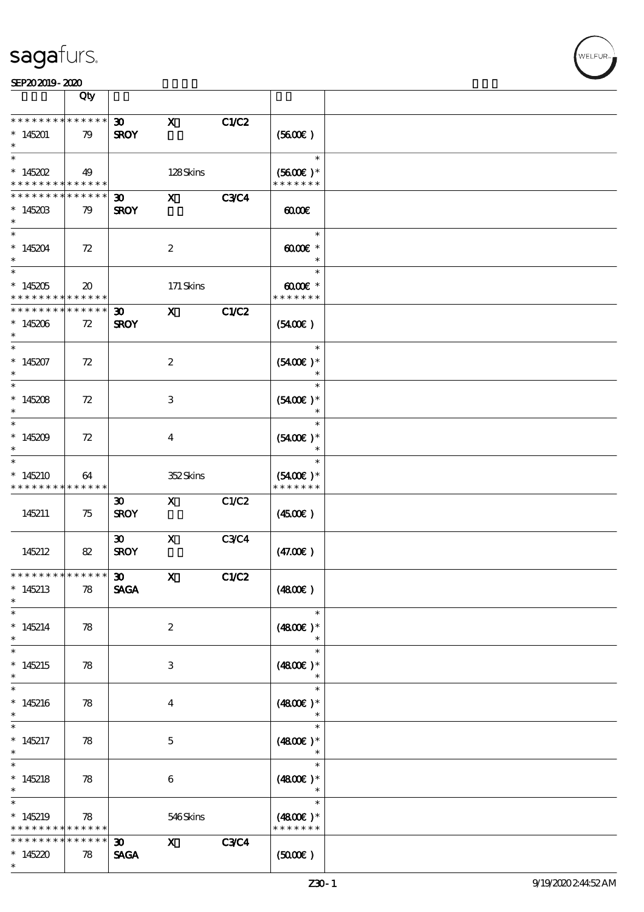sagafurs.

SEP20 2019 - 2020

| | Qty | | | | | |
|---|---|---|---|---|---|---|
| * * * * * * * * * * * * * * | | 30 | X | C1/C2 | | |
| * 145201 | 79 | SROY | | | (56.00€) | |
| * | | | | | | |
| * | | | | | * | |
| * 145202 | 49 | | 128 Skins | | (56.00€) * | |
| * * * * * * * * * * * * * * | | | | | * * * * * * * | |
| * * * * * * * * * * * * * * | | 30 | X | C3/C4 | | |
| * 145203 | 79 | SROY | | | 60.00€ | |
| * | | | | | | |
| * | | | | | * | |
| * 145204 | 72 | | 2 | | 60.00€ * | |
| * | | | | | * | |
| * | | | | | * | |
| * 145205 | 20 | | 171 Skins | | 60.00€ * | |
| * * * * * * * * * * * * * * | | | | | * * * * * * * | |
| * * * * * * * * * * * * * * | | 30 | X | C1/C2 | | |
| * 145206 | 72 | SROY | | | (54.00€) | |
| * | | | | | | |
| * | | | | | * | |
| * 145207 | 72 | | 2 | | (54.00€) * | |
| * | | | | | * | |
| * | | | | | * | |
| * 145208 | 72 | | 3 | | (54.00€) * | |
| * | | | | | * | |
| * | | | | | * | |
| * 145209 | 72 | | 4 | | (54.00€) * | |
| * | | | | | * | |
| * | | | | | * | |
| * 145210 | 64 | | 352 Skins | | (54.00€) * | |
| * * * * * * * * * * * * * * | | | | | * * * * * * * | |
| | | 30 | X | C1/C2 | | |
| 145211 | 75 | SROY | | | (45.00€) | |
| | | 30 | X | C3/C4 | | |
| 145212 | 82 | SROY | | | (47.00€) | |
| * * * * * * * * * * * * * * | | 30 | X | C1/C2 | | |
| * 145213 | 78 | SAGA | | | (48.00€) | |
| * | | | | | | |
| * | | | | | * | |
| * 145214 | 78 | | 2 | | (48.00€) * | |
| * | | | | | * | |
| * | | | | | * | |
| * 145215 | 78 | | 3 | | (48.00€) * | |
| * | | | | | * | |
| * | | | | | * | |
| * 145216 | 78 | | 4 | | (48.00€) * | |
| * | | | | | * | |
| * | | | | | * | |
| * 145217 | 78 | | 5 | | (48.00€) * | |
| * | | | | | * | |
| * | | | | | * | |
| * 145218 | 78 | | 6 | | (48.00€) * | |
| * | | | | | * | |
| * | | | | | * | |
| * 145219 | 78 | | 546 Skins | | (48.00€) * | |
| * * * * * * * * * * * * * * | | | | | * * * * * * * | |
| * * * * * * * * * * * * * * | | 30 | X | C3/C4 | | |
| * 145220 | 78 | SAGA | | | (50.00€) | |
| * | | | | | | |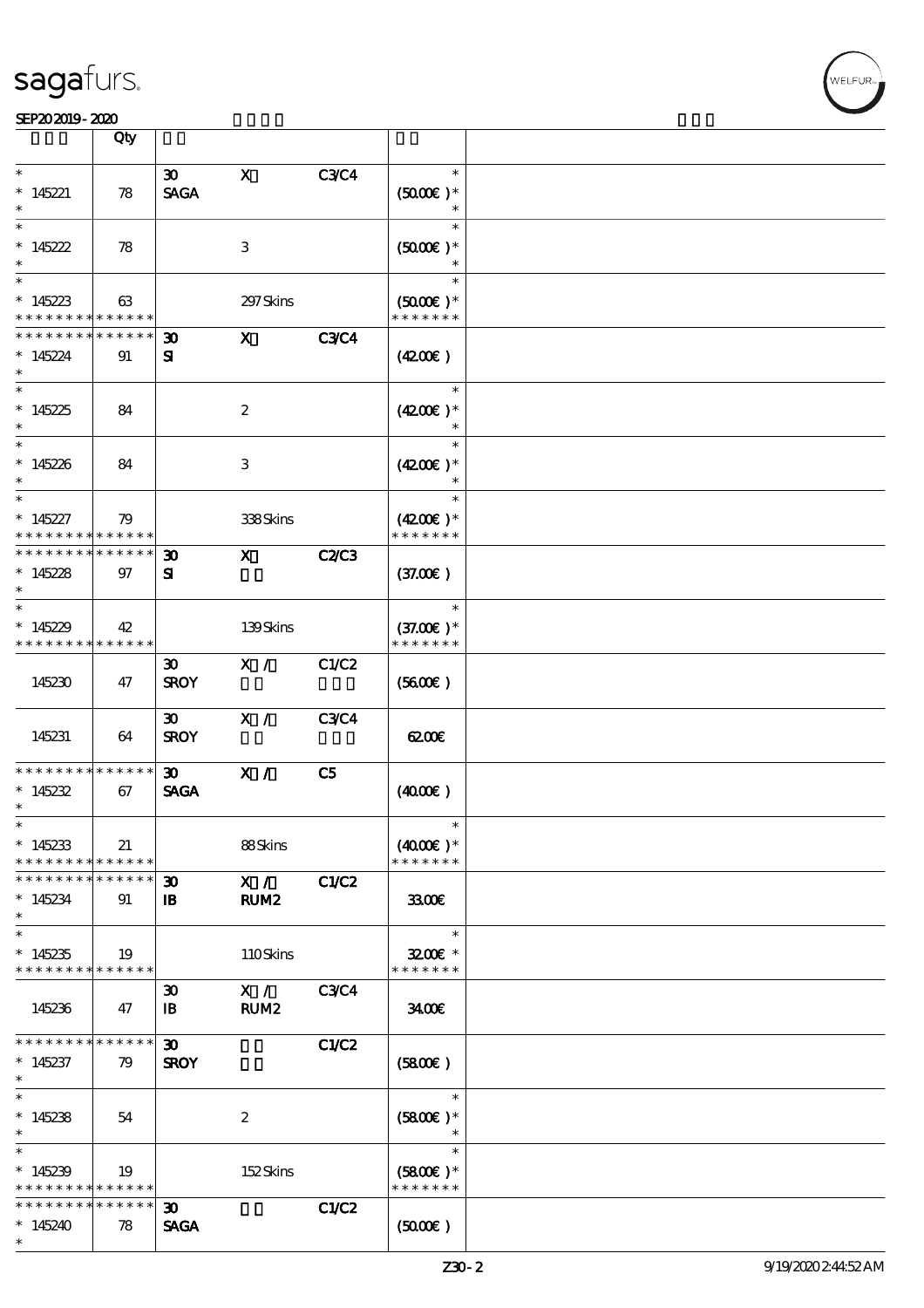sagafurs.

SEP20 2019 - 2020

| | Qty | | | | | |
|---|---|---|---|---|---|---|
| * <br> * 145221 <br> * | 78 | 30 <br> SAGA | X | C3/C4 | * <br> (50.00€) * <br> * | |
| * <br> * 145222 <br> * | 78 | | 3 | | * <br> (50.00€) * <br> * | |
| * <br> * 145223 <br> * * * * * * * * * * * * * * | 63 | | 297 Skins | | * <br> (50.00€) * <br> * * * * * * * | |
| * * * * * * * * * * * * * * <br> * 145224 <br> * | 91 | 30 <br> SI | X | C3/C4 | (42.00€) | |
| * <br> * 145225 <br> * | 84 | | 2 | | * <br> (42.00€) * <br> * | |
| * <br> * 145226 <br> * | 84 | | 3 | | * <br> (42.00€) * <br> * | |
| * <br> * 145227 <br> * * * * * * * * * * * * * * | 79 | | 338 Skins | | * <br> (42.00€) * <br> * * * * * * * | |
| * * * * * * * * * * * * * * <br> * 145228 <br> * | 97 | 30 <br> SI | X | C2/C3 | (37.00€) | |
| * <br> * 145229 <br> * * * * * * * * * * * * * * | 42 | | 139 Skins | | * <br> (37.00€) * <br> * * * * * * * | |
| 145230 | 47 | 30 <br> SROY | X / | C1/C2 | (56.00€) | |
| 145231 | 64 | 30 <br> SROY | X / | C3/C4 | 62.00€ | |
| * * * * * * * * * * * * * * <br> * 145232 <br> * | 67 | 30 <br> SAGA | X / | C5 | (40.00€) | |
| * <br> * 145233 <br> * * * * * * * * * * * * * * | 21 | | 88 Skins | | * <br> (40.00€) * <br> * * * * * * * | |
| * * * * * * * * * * * * * * <br> * 145234 <br> * | 91 | 30 <br> IB | X / <br> RUM2 | C1/C2 | 33.00€ | |
| * <br> * 145235 <br> * * * * * * * * * * * * * * | 19 | | 110 Skins | | * <br> 32.00€ * <br> * * * * * * * | |
| 145236 | 47 | 30 <br> IB | X / <br> RUM2 | C3/C4 | 34.00€ | |
| * * * * * * * * * * * * * * <br> * 145237 <br> * | 79 | 30 <br> SROY | | C1/C2 | (58.00€) | |
| * <br> * 145238 <br> * | 54 | | 2 | | * <br> (58.00€) * <br> * | |
| * <br> * 145239 <br> * * * * * * * * * * * * * * | 19 | | 152 Skins | | * <br> (58.00€) * <br> * * * * * * * | |
| * * * * * * * * * * * * * * <br> * 145240 <br> * | 78 | 30 <br> SAGA | | C1/C2 | (50.00€) | |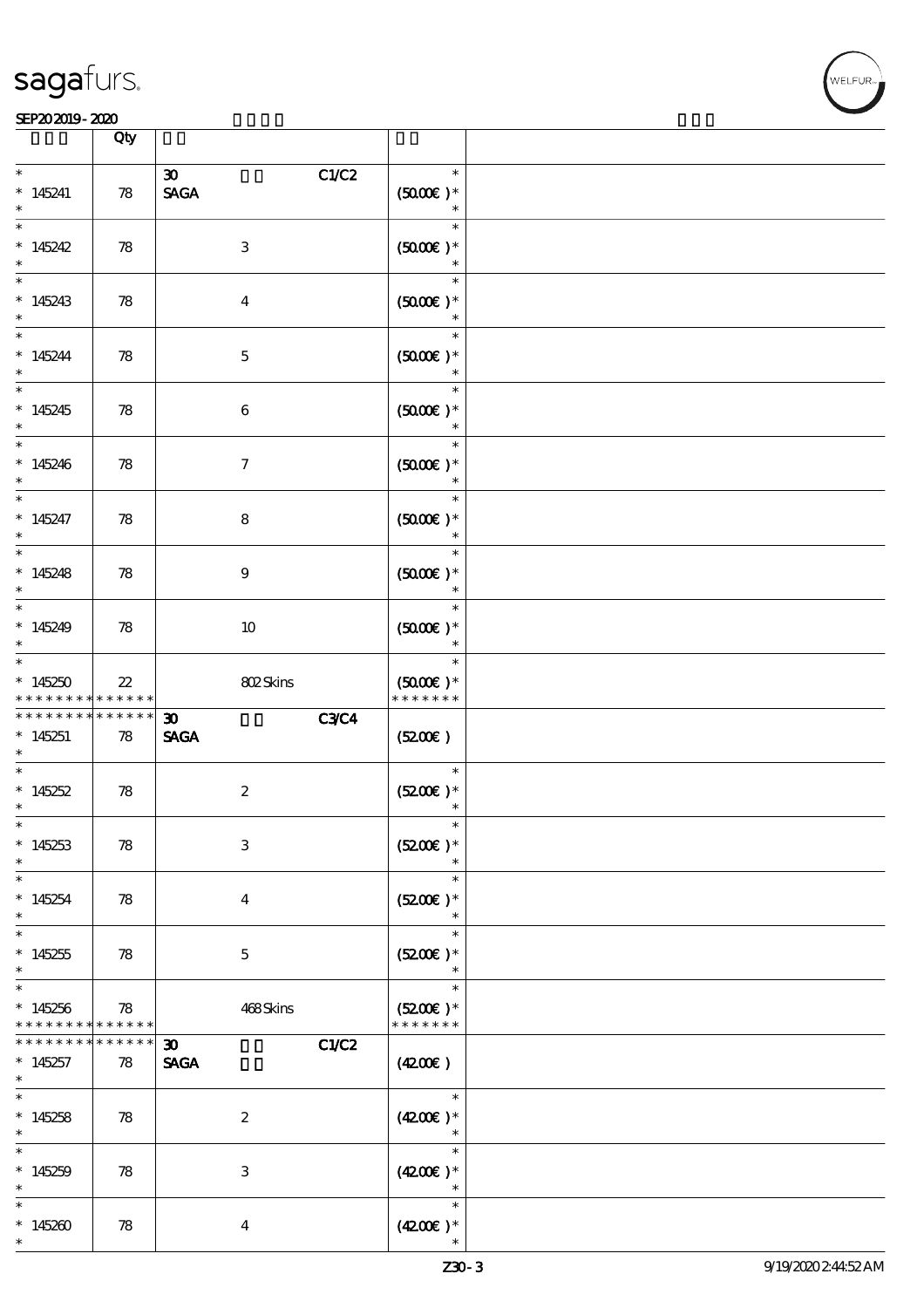| | Qty | | |
|---|---|---|---|
| * <br> * 145241 <br> * | 78 | 30 C1/C2 <br> **SAGA** | * <br> (50.00€ )* <br> * |
| * <br> * 145242 <br> * | 78 | 3 | * <br> (50.00€ )* <br> * |
| * <br> * 145243 <br> * | 78 | 4 | * <br> (50.00€ )* <br> * |
| * <br> * 145244 <br> * | 78 | 5 | * <br> (50.00€ )* <br> * |
| * <br> * 145245 <br> * | 78 | 6 | * <br> (50.00€ )* <br> * |
| * <br> * 145246 <br> * | 78 | 7 | * <br> (50.00€ )* <br> * |
| * <br> * 145247 <br> * | 78 | 8 | * <br> (50.00€ )* <br> * |
| * <br> * 145248 <br> * | 78 | 9 | * <br> (50.00€ )* <br> * |
| * <br> * 145249 <br> * | 78 | 10 | * <br> (50.00€ )* <br> * |
| * <br> * 145250 <br> * * * * * * * * * * * * * * | 22 | 802 Skins | * <br> (50.00€ )* <br> * * * * * * * |
| * * * * * * * * * * * * * * <br> * 145251 <br> * | 78 | 30 C3/C4 <br> **SAGA** | (52.00€ ) |
| * <br> * 145252 <br> * | 78 | 2 | * <br> (52.00€ )* <br> * |
| * <br> * 145253 <br> * | 78 | 3 | * <br> (52.00€ )* <br> * |
| * <br> * 145254 <br> * | 78 | 4 | * <br> (52.00€ )* <br> * |
| * <br> * 145255 <br> * | 78 | 5 | * <br> (52.00€ )* <br> * |
| * <br> * 145256 <br> * * * * * * * * * * * * * * | 78 | 468 Skins | * <br> (52.00€ )* <br> * * * * * * * |
| * * * * * * * * * * * * * * <br> * 145257 <br> * | 78 | 30 C1/C2 <br> **SAGA** | (42.00€ ) |
| * <br> * 145258 <br> * | 78 | 2 | * <br> (42.00€ )* <br> * |
| * <br> * 145259 <br> * | 78 | 3 | * <br> (42.00€ )* <br> * |
| * <br> * 145260 <br> * | 78 | 4 | * <br> (42.00€ )* <br> * |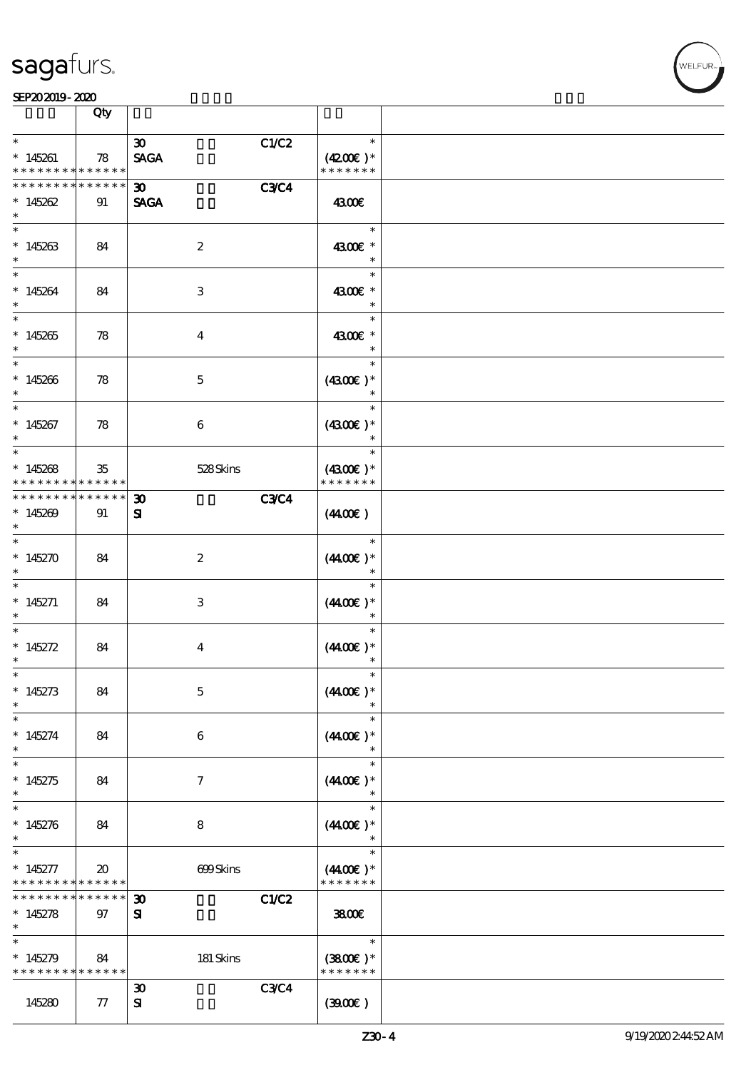| | Qty | | | |
|---|---|---|---|---|
| * <br> * 145261 <br> * * * * * * * * * * * * * * | 78 | 30 <br> SAGA | C1/C2 | * <br> (42.00€) * <br> * * * * * * * |
| * * * * * * * * * * * * * * <br> * 145262 <br> * | 91 | 30 <br> SAGA | C3/C4 | 43.00€ |
| * <br> * 145263 <br> * | 84 | 2 | | * <br> 43.00€ * <br> * |
| * <br> * 145264 <br> * | 84 | 3 | | * <br> 43.00€ * <br> * |
| * <br> * 145265 <br> * | 78 | 4 | | * <br> 43.00€ * <br> * |
| * <br> * 145266 <br> * | 78 | 5 | | * <br> (43.00€) * <br> * |
| * <br> * 145267 <br> * | 78 | 6 | | * <br> (43.00€) * <br> * |
| * <br> * 145268 <br> * * * * * * * * * * * * * * | 35 | 528 Skins | | * <br> (43.00€) * <br> * * * * * * * |
| * * * * * * * * * * * * * * <br> * 145269 <br> * | 91 | 30 <br> SI | C3/C4 | (44.00€) |
| * <br> * 145270 <br> * | 84 | 2 | | * <br> (44.00€) * <br> * |
| * <br> * 145271 <br> * | 84 | 3 | | * <br> (44.00€) * <br> * |
| * <br> * 145272 <br> * | 84 | 4 | | * <br> (44.00€) * <br> * |
| * <br> * 145273 <br> * | 84 | 5 | | * <br> (44.00€) * <br> * |
| * <br> * 145274 <br> * | 84 | 6 | | * <br> (44.00€) * <br> * |
| * <br> * 145275 <br> * | 84 | 7 | | * <br> (44.00€) * <br> * |
| * <br> * 145276 <br> * | 84 | 8 | | * <br> (44.00€) * <br> * |
| * <br> * 145277 <br> * * * * * * * * * * * * * * | 20 | 699 Skins | | * <br> (44.00€) * <br> * * * * * * * |
| * * * * * * * * * * * * * * <br> * 145278 <br> * | 97 | 30 <br> SI | C1/C2 | 38.00€ |
| * <br> * 145279 <br> * * * * * * * * * * * * * * | 84 | 181 Skins | | * <br> (38.00€) * <br> * * * * * * * |
| 145280 | 77 | 30 <br> SI | C3/C4 | (39.00€) |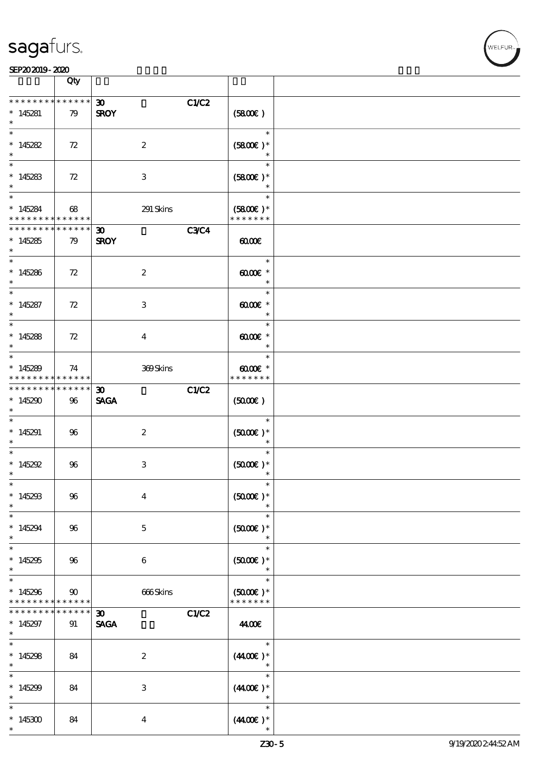| | Qty | | | | |
|---|---|---|---|---|---|
| * * * * * * * * * * * * * * | | 30 | | C1/C2 | |
| * 145281 | 79 | SROY | | | (58.00€) |
| * 145282 | 72 | | 2 | | (58.00€) * |
| * 145283 | 72 | | 3 | | (58.00€) * |
| * 145284 | 68 | | 291 Skins | | (58.00€) * |
| * * * * * * * * * * * * * * | | 30 | | C3/C4 | |
| * 145285 | 79 | SROY | | | 60.00€ |
| * 145286 | 72 | | 2 | | 60.00€ * |
| * 145287 | 72 | | 3 | | 60.00€ * |
| * 145288 | 72 | | 4 | | 60.00€ * |
| * 145289 | 74 | | 369 Skins | | 60.00€ * |
| * * * * * * * * * * * * * * | | 30 | | C1/C2 | |
| * 145290 | 96 | SAGA | | | (50.00€) |
| * 145291 | 96 | | 2 | | (50.00€) * |
| * 145292 | 96 | | 3 | | (50.00€) * |
| * 145293 | 96 | | 4 | | (50.00€) * |
| * 145294 | 96 | | 5 | | (50.00€) * |
| * 145295 | 96 | | 6 | | (50.00€) * |
| * 145296 | 90 | | 666 Skins | | (50.00€) * |
| * * * * * * * * * * * * * * | | 30 | | C1/C2 | |
| * 145297 | 91 | SAGA | | | 44.00€ |
| * 145298 | 84 | | 2 | | (44.00€) * |
| * 145299 | 84 | | 3 | | (44.00€) * |
| * 145300 | 84 | | 4 | | (44.00€) * |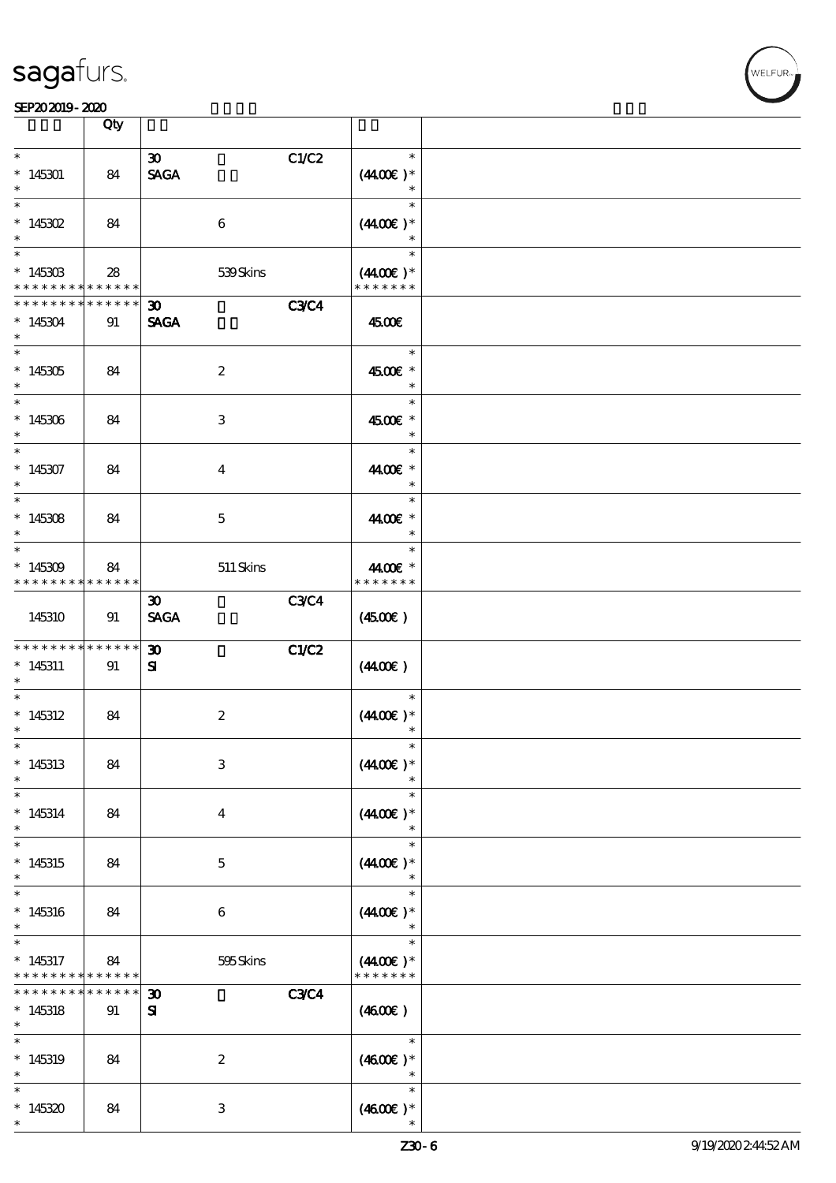| | Qty | | | | |
|---|---|---|---|---|---|
| * <br> * 145301 <br> * | 84 | 30 <br> SAGA | C1/C2 | * <br> (44.00€ )* <br> * | |
| * <br> * 145302 <br> * | 84 | 6 | | * <br> (44.00€ )* <br> * | |
| * <br> * 145303 <br> * * * * * * * * * * * * * * | 28 | 539 Skins | | * <br> (44.00€ )* <br> * * * * * * * | |
| * * * * * * * * * * * * * * <br> * 145304 <br> * | 91 | 30 <br> SAGA | C3/C4 | 45.00€ | |
| * <br> * 145305 <br> * | 84 | 2 | | * <br> 45.00€ * <br> * | |
| * <br> * 145306 <br> * | 84 | 3 | | * <br> 45.00€ * <br> * | |
| * <br> * 145307 <br> * | 84 | 4 | | * <br> 44.00€ * <br> * | |
| * <br> * 145308 <br> * | 84 | 5 | | * <br> 44.00€ * <br> * | |
| * <br> * 145309 <br> * * * * * * * * * * * * * * | 84 | 511 Skins | | * <br> 44.00€ * <br> * * * * * * * | |
| 145310 | 91 | 30 <br> SAGA | C3/C4 | (45.00€ ) | |
| * * * * * * * * * * * * * * <br> * 145311 <br> * | 91 | 30 <br> SI | C1/C2 | (44.00€ ) | |
| * <br> * 145312 <br> * | 84 | 2 | | * <br> (44.00€ )* <br> * | |
| * <br> * 145313 <br> * | 84 | 3 | | * <br> (44.00€ )* <br> * | |
| * <br> * 145314 <br> * | 84 | 4 | | * <br> (44.00€ )* <br> * | |
| * <br> * 145315 <br> * | 84 | 5 | | * <br> (44.00€ )* <br> * | |
| * <br> * 145316 <br> * | 84 | 6 | | * <br> (44.00€ )* <br> * | |
| * <br> * 145317 <br> * * * * * * * * * * * * * * | 84 | 595 Skins | | * <br> (44.00€ )* <br> * * * * * * * | |
| * * * * * * * * * * * * * * <br> * 145318 <br> * | 91 | 30 <br> SI | C3/C4 | (46.00€ ) | |
| * <br> * 145319 <br> * | 84 | 2 | | * <br> (46.00€ )* <br> * | |
| * <br> * 145320 <br> * | 84 | 3 | | * <br> (46.00€ )* <br> * | |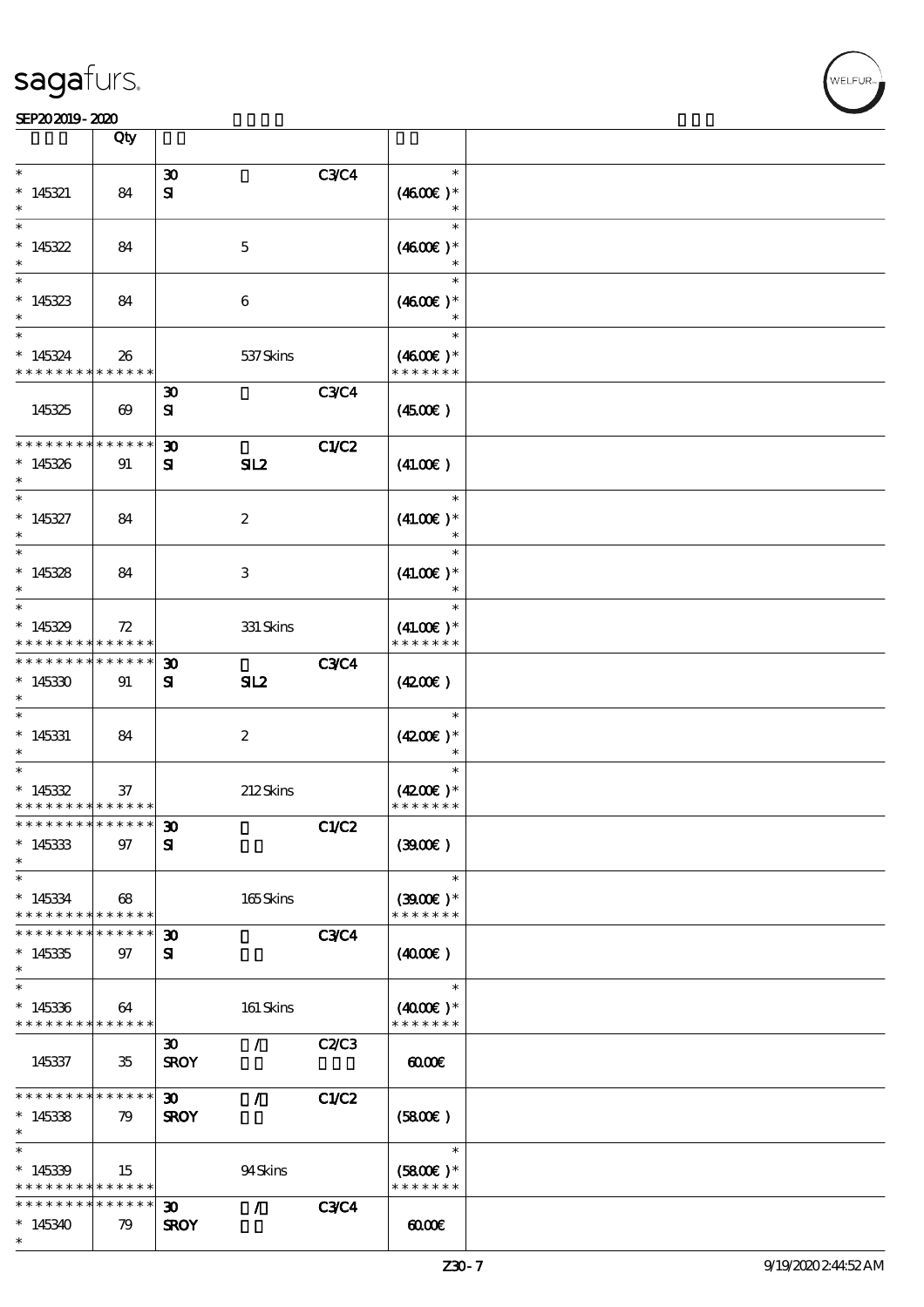| | Qty | | | | | |
|---|---|---|---|---|---|---|
| * 145321 * | 84 | 30 SI | | C3/C4 | * (46.00€ )* * | |
| * 145322 * | 84 | | 5 | | * (46.00€ )* * | |
| * 145323 * | 84 | | 6 | | * (46.00€ )* * | |
| * 145324 * * * * * * * * * * * * * * | 26 | | 537 Skins | | * (46.00€ )* * * * * * * * | |
| 145325 | 69 | 30 SI | | C3/C4 | (45.00€ ) | |
| * * * * * * * * * * * * * * 145326 * | 91 | 30 SI | SIL2 | C1/C2 | (41.00€ ) | |
| * 145327 * | 84 | | 2 | | * (41.00€ )* * | |
| * 145328 * | 84 | | 3 | | * (41.00€ )* * | |
| * 145329 * * * * * * * * * * * * * * | 72 | | 331 Skins | | * (41.00€ )* * * * * * * * | |
| * * * * * * * * * * * * * * 145330 * | 91 | 30 SI | SIL2 | C3/C4 | (42.00€ ) | |
| * 145331 * | 84 | | 2 | | * (42.00€ )* * | |
| * 145332 * * * * * * * * * * * * * * | 37 | | 212 Skins | | * (42.00€ )* * * * * * * * | |
| * * * * * * * * * * * * * * 145333 * | 97 | 30 SI | | C1/C2 | (39.00€ ) | |
| * 145334 * * * * * * * * * * * * * * | 68 | | 165 Skins | | * (39.00€ )* * * * * * * * | |
| * * * * * * * * * * * * * * 145335 * | 97 | 30 SI | | C3/C4 | (40.00€ ) | |
| * 145336 * * * * * * * * * * * * * * | 64 | | 161 Skins | | * (40.00€ )* * * * * * * * | |
| 145337 | 35 | 30 SROY | / | C2/C3 | 60.00€ | |
| * * * * * * * * * * * * * * 145338 * | 79 | 30 SROY | / | C1/C2 | (58.00€ ) | |
| * 145339 * * * * * * * * * * * * * * | 15 | | 94 Skins | | * (58.00€ )* * * * * * * * | |
| * * * * * * * * * * * * * * 145340 * | 79 | 30 SROY | / | C3/C4 | 60.00€ | |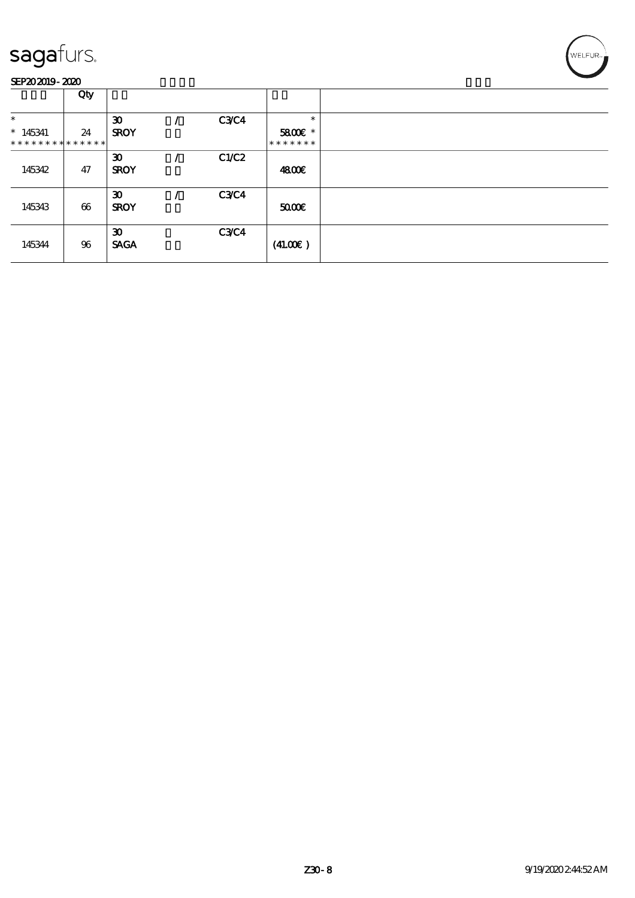sagafurs.

SEP20 2019 - 2020

| | Qty | | | | | |
|---|---|---|---|---|---|---|
| * | | 30 | / | C3/C4 | * | |
| * 145341 | 24 | SROY | | | 58.00€ * | |
| * * * * * * * * * * * * * * | | | | | * * * * * * * | |
| | | 30 | / | C1/C2 | | |
| 145342 | 47 | SROY | | | 48.00€ | |
| | | 30 | / | C3/C4 | | |
| 145343 | 66 | SROY | | | 50.00€ | |
| | | 30 | | C3/C4 | | |
| 145344 | 96 | SAGA | | | (41.00€ ) | |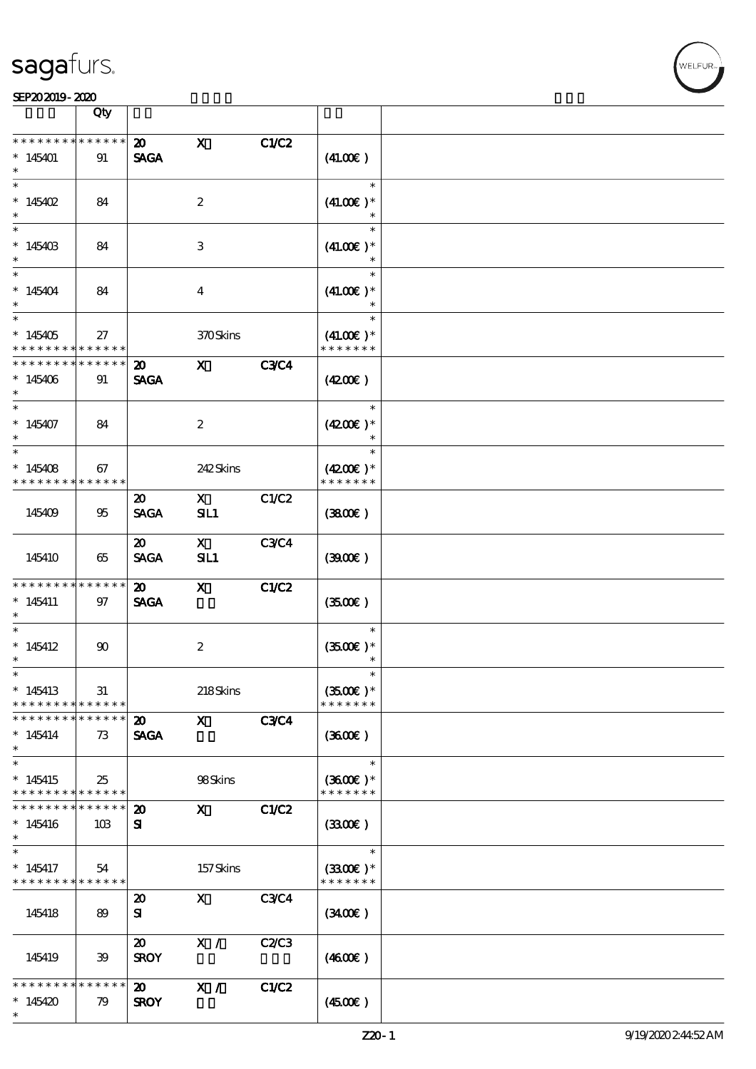| | Qty | | | | | |
|---|---|---|---|---|---|---|
| * * * * * * * * * * * * * * | | 20 | X | C1/C2 | | |
| * 145401 | 91 | SAGA | | | (41.00€ ) | |
| * | | | | | | |
| * 145402 | 84 | | 2 | | (41.00€ )* | |
| * | | | | | | |
| * 145403 | 84 | | 3 | | (41.00€ )* | |
| * | | | | | | |
| * 145404 | 84 | | 4 | | (41.00€ )* | |
| * | | | | | | |
| * 145405 | 27 | | 370 Skins | | (41.00€ )* | |
| * * * * * * * * * * * * * * | | | | | * * * * * * * | |
| * * * * * * * * * * * * * * | | 20 | X | C3/C4 | | |
| * 145406 | 91 | SAGA | | | (42.00€ ) | |
| * | | | | | | |
| * 145407 | 84 | | 2 | | (42.00€ )* | |
| * | | | | | | |
| * 145408 | 67 | | 242 Skins | | (42.00€ )* | |
| * * * * * * * * * * * * * * | | | | | * * * * * * * | |
| 145409 | 95 | 20 SAGA | X SIL1 | C1/C2 | (38.00€ ) | |
| 145410 | 65 | 20 SAGA | X SIL1 | C3/C4 | (39.00€ ) | |
| * * * * * * * * * * * * * * | | 20 | X | C1/C2 | | |
| * 145411 | 97 | SAGA | | | (35.00€ ) | |
| * | | | | | | |
| * 145412 | 90 | | 2 | | (35.00€ )* | |
| * | | | | | | |
| * 145413 | 31 | | 218 Skins | | (35.00€ )* | |
| * * * * * * * * * * * * * * | | | | | * * * * * * * | |
| * * * * * * * * * * * * * * | | 20 | X | C3/C4 | | |
| * 145414 | 73 | SAGA | | | (36.00€ ) | |
| * | | | | | | |
| * 145415 | 25 | | 98 Skins | | (36.00€ )* | |
| * * * * * * * * * * * * * * | | | | | * * * * * * * | |
| * * * * * * * * * * * * * * | | 20 | X | C1/C2 | | |
| * 145416 | 103 | SI | | | (33.00€ ) | |
| * | | | | | | |
| * 145417 | 54 | | 157 Skins | | (33.00€ )* | |
| * * * * * * * * * * * * * * | | | | | * * * * * * * | |
| 145418 | 89 | 20 SI | X | C3/C4 | (34.00€ ) | |
| 145419 | 39 | 20 SROY | X / | C2/C3 | (46.00€ ) | |
| * * * * * * * * * * * * * * | | 20 | X / | C1/C2 | | |
| * 145420 | 79 | SROY | | | (45.00€ ) | |
| * | | | | | | |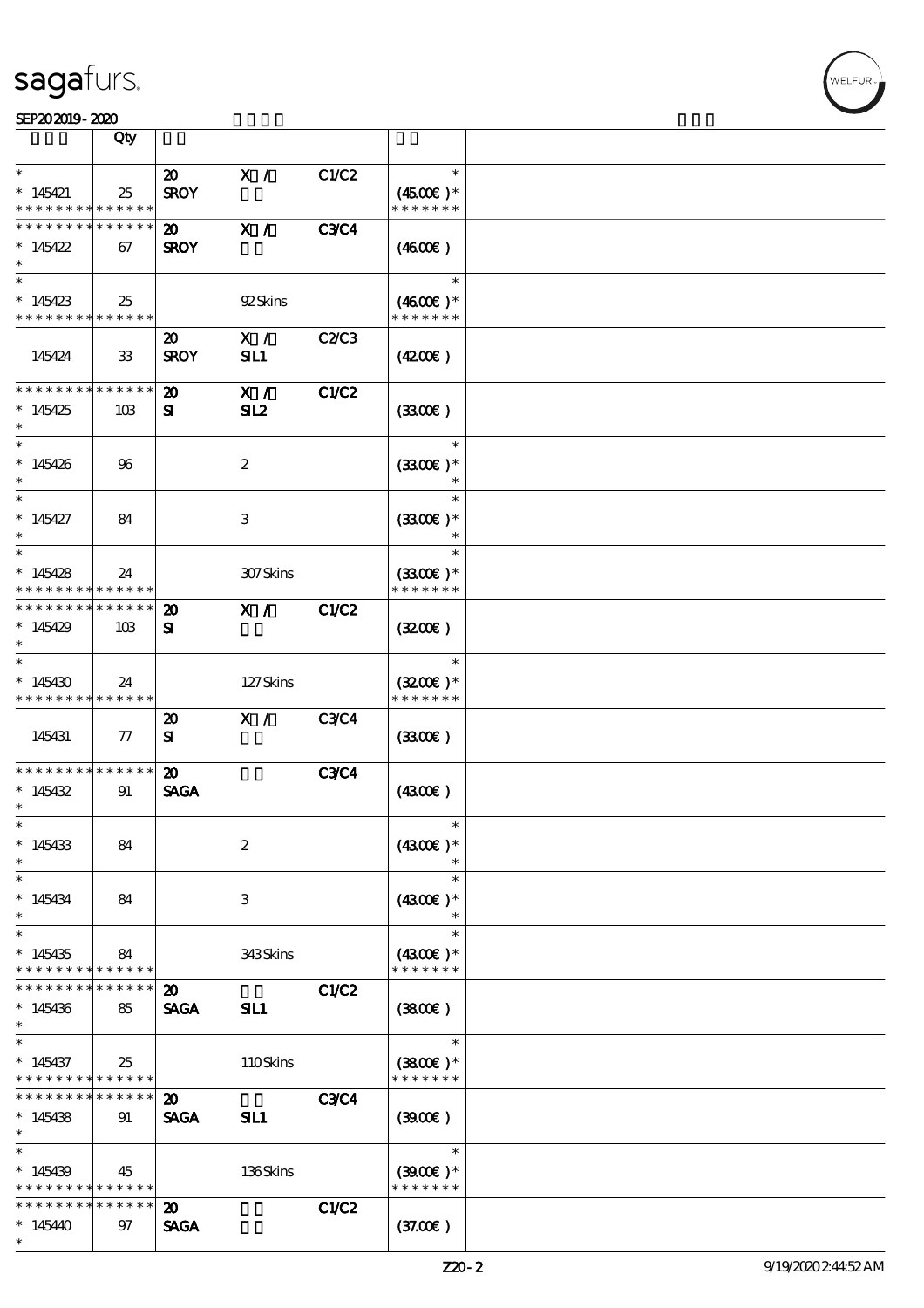| | Qty | | | | | |
|---|---|---|---|---|---|---|
| * <br> * 145421 <br> * * * * * * * * * * * * * * | 25 | 20 <br> SROY | X / | C1/C2 | * <br> (45.00€ )* <br> * * * * * * * | |
| * * * * * * * * * * * * * * <br> * 145422 <br> * | 67 | 20 <br> SROY | X / | C3/C4 | (46.00€ ) | |
| * <br> * 145423 <br> * * * * * * * * * * * * * * | 25 | | 92 Skins | | * <br> (46.00€ )* <br> * * * * * * * | |
| 145424 | 33 | 20 <br> SROY | X / <br> SIL1 | C2/C3 | (42.00€ ) | |
| * * * * * * * * * * * * * * <br> * 145425 <br> * | 103 | 20 <br> SI | X / <br> SIL2 | C1/C2 | (33.00€ ) | |
| * <br> * 145426 <br> * | 96 | | 2 | | * <br> (33.00€ )* <br> * | |
| * <br> * 145427 <br> * | 84 | | 3 | | * <br> (33.00€ )* <br> * | |
| * <br> * 145428 <br> * * * * * * * * * * * * * * | 24 | | 307 Skins | | * <br> (33.00€ )* <br> * * * * * * * | |
| * * * * * * * * * * * * * * <br> * 145429 <br> * | 103 | 20 <br> SI | X / | C1/C2 | (32.00€ ) | |
| * <br> * 145430 <br> * * * * * * * * * * * * * * | 24 | | 127 Skins | | * <br> (32.00€ )* <br> * * * * * * * | |
| 145431 | 77 | 20 <br> SI | X / | C3/C4 | (33.00€ ) | |
| * * * * * * * * * * * * * * <br> * 145432 <br> * | 91 | 20 <br> SAGA | | C3/C4 | (43.00€ ) | |
| * <br> * 145433 <br> * | 84 | | 2 | | * <br> (43.00€ )* <br> * | |
| * <br> * 145434 <br> * | 84 | | 3 | | * <br> (43.00€ )* <br> * | |
| * <br> * 145435 <br> * * * * * * * * * * * * * * | 84 | | 343 Skins | | * <br> (43.00€ )* <br> * * * * * * * | |
| * * * * * * * * * * * * * * <br> * 145436 <br> * | 85 | 20 <br> SAGA | SIL1 | C1/C2 | (38.00€ ) | |
| * <br> * 145437 <br> * * * * * * * * * * * * * * | 25 | | 110 Skins | | * <br> (38.00€ )* <br> * * * * * * * | |
| * * * * * * * * * * * * * * <br> * 145438 <br> * | 91 | 20 <br> SAGA | SIL1 | C3/C4 | (39.00€ ) | |
| * <br> * 145439 <br> * * * * * * * * * * * * * * | 45 | | 136 Skins | | * <br> (39.00€ )* <br> * * * * * * * | |
| * * * * * * * * * * * * * * <br> * 145440 <br> * | 97 | 20 <br> SAGA | | C1/C2 | (37.00€ ) | |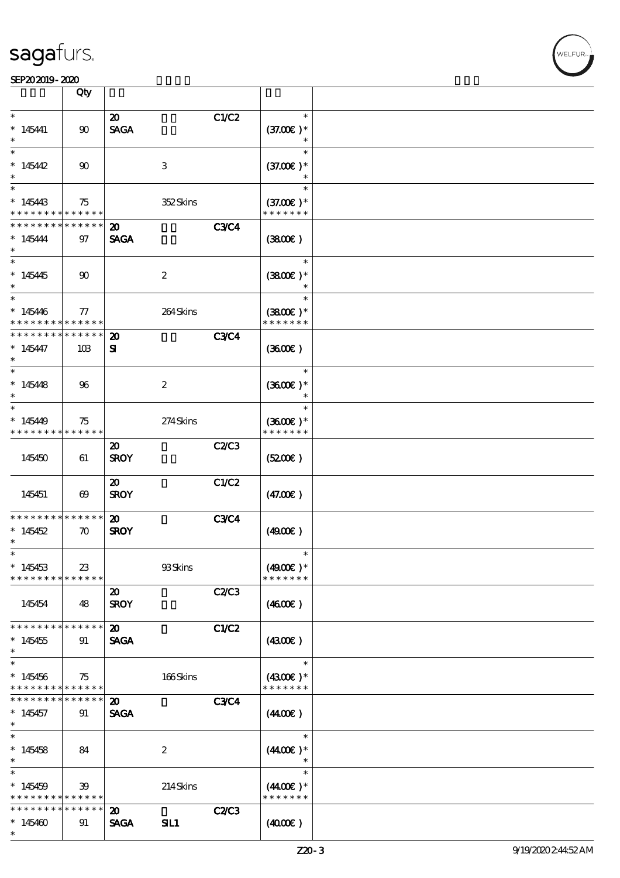sagafurs.

SEP20 2019 - 2020

| | Qty | | | | | |
|---|---|---|---|---|---|---|
| * | | 20 | | C1/C2 | * | |
| * 145441 | 90 | SAGA | | | (37.00€ )* | |
| * | | | | | * | |
| * | | | | | * | |
| * 145442 | 90 | | 3 | | (37.00€ )* | |
| * | | | | | * | |
| * | | | | | * | |
| * 145443 | 75 | | 352 Skins | | (37.00€ )* | |
| * * * * * * * * * * * * * * | | | | | * * * * * * * | |
| * * * * * * * * * * * * * * | | 20 | | C3/C4 | | |
| * 145444 | 97 | SAGA | | | (38.00€ ) | |
| * | | | | | | |
| * | | | | | * | |
| * 145445 | 90 | | 2 | | (38.00€ )* | |
| * | | | | | * | |
| * | | | | | * | |
| * 145446 | 77 | | 264 Skins | | (38.00€ )* | |
| * * * * * * * * * * * * * * | | | | | * * * * * * * | |
| * * * * * * * * * * * * * * | | 20 | | C3/C4 | | |
| * 145447 | 103 | SI | | | (36.00€ ) | |
| * | | | | | | |
| * | | | | | * | |
| * 145448 | 96 | | 2 | | (36.00€ )* | |
| * | | | | | * | |
| * | | | | | * | |
| * 145449 | 75 | | 274 Skins | | (36.00€ )* | |
| * * * * * * * * * * * * * * | | | | | * * * * * * * | |
| | | 20 | | C2/C3 | | |
| 145450 | 61 | SROY | | | (52.00€ ) | |
| | | 20 | | C1/C2 | | |
| 145451 | 69 | SROY | | | (47.00€ ) | |
| * * * * * * * * * * * * * * | | 20 | | C3/C4 | | |
| * 145452 | 70 | SROY | | | (49.00€ ) | |
| * | | | | | | |
| * | | | | | * | |
| * 145453 | 23 | | 93 Skins | | (49.00€ )* | |
| * * * * * * * * * * * * * * | | | | | * * * * * * * | |
| | | 20 | | C2/C3 | | |
| 145454 | 48 | SROY | | | (46.00€ ) | |
| * * * * * * * * * * * * * * | | 20 | | C1/C2 | | |
| * 145455 | 91 | SAGA | | | (43.00€ ) | |
| * | | | | | | |
| * | | | | | * | |
| * 145456 | 75 | | 166 Skins | | (43.00€ )* | |
| * * * * * * * * * * * * * * | | | | | * * * * * * * | |
| * * * * * * * * * * * * * * | | 20 | | C3/C4 | | |
| * 145457 | 91 | SAGA | | | (44.00€ ) | |
| * | | | | | | |
| * | | | | | * | |
| * 145458 | 84 | | 2 | | (44.00€ )* | |
| * | | | | | * | |
| * | | | | | * | |
| * 145459 | 39 | | 214 Skins | | (44.00€ )* | |
| * * * * * * * * * * * * * * | | | | | * * * * * * * | |
| * * * * * * * * * * * * * * | | 20 | | C2/C3 | | |
| * 145460 | 91 | SAGA | SIL1 | | (40.00€ ) | |
| * | | | | | | |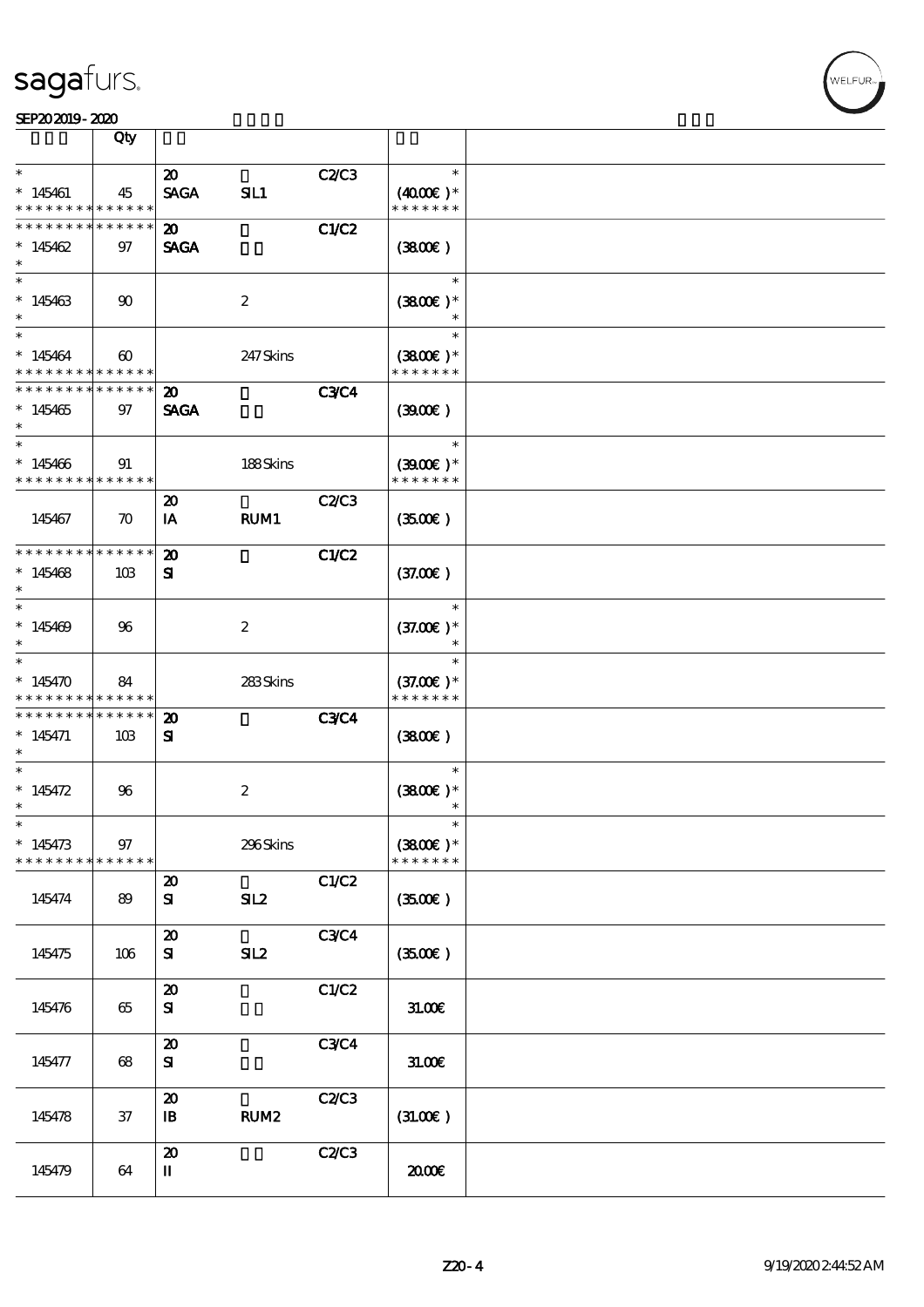sagafurs.

SEP20 2019 - 2020

| | Qty | | | | | |
|---|---|---|---|---|---|---|
| * * 145461 * * * * * * * * * * * * * * | 45 | 20 SAGA | SIL1 | C2/C3 | * (40.00€)* * * * * * * * | |
| * * * * * * * * * * * * * * * 145462 * | 97 | 20 SAGA | | C1/C2 | (38.00€) | |
| * * 145463 * | 90 | | 2 | | * (38.00€)* * | |
| * * 145464 * * * * * * * * * * * * * * | 60 | | 247 Skins | | * (38.00€)* * * * * * * * | |
| * * * * * * * * * * * * * * * 145465 * | 97 | 20 SAGA | | C3/C4 | (39.00€) | |
| * * 145466 * * * * * * * * * * * * * * | 91 | | 188 Skins | | * (39.00€)* * * * * * * * | |
| 145467 | 70 | 20 IA | RUM1 | C2/C3 | (35.00€) | |
| * * * * * * * * * * * * * * * 145468 * | 103 | 20 SI | | C1/C2 | (37.00€) | |
| * * 145469 * | 96 | | 2 | | * (37.00€)* * | |
| * * 145470 * * * * * * * * * * * * * * | 84 | | 283 Skins | | * (37.00€)* * * * * * * * | |
| * * * * * * * * * * * * * * * 145471 * | 103 | 20 SI | | C3/C4 | (38.00€) | |
| * * 145472 * | 96 | | 2 | | * (38.00€)* * | |
| * * 145473 * * * * * * * * * * * * * * | 97 | | 296 Skins | | * (38.00€)* * * * * * * * | |
| 145474 | 89 | 20 SI | SIL2 | C1/C2 | (35.00€) | |
| 145475 | 106 | 20 SI | SIL2 | C3/C4 | (35.00€) | |
| 145476 | 65 | 20 SI | | C1/C2 | 31.00€ | |
| 145477 | 68 | 20 SI | | C3/C4 | 31.00€ | |
| 145478 | 37 | 20 IB | RUM2 | C2/C3 | (31.00€) | |
| 145479 | 64 | 20 II | | C2/C3 | 20.00€ | |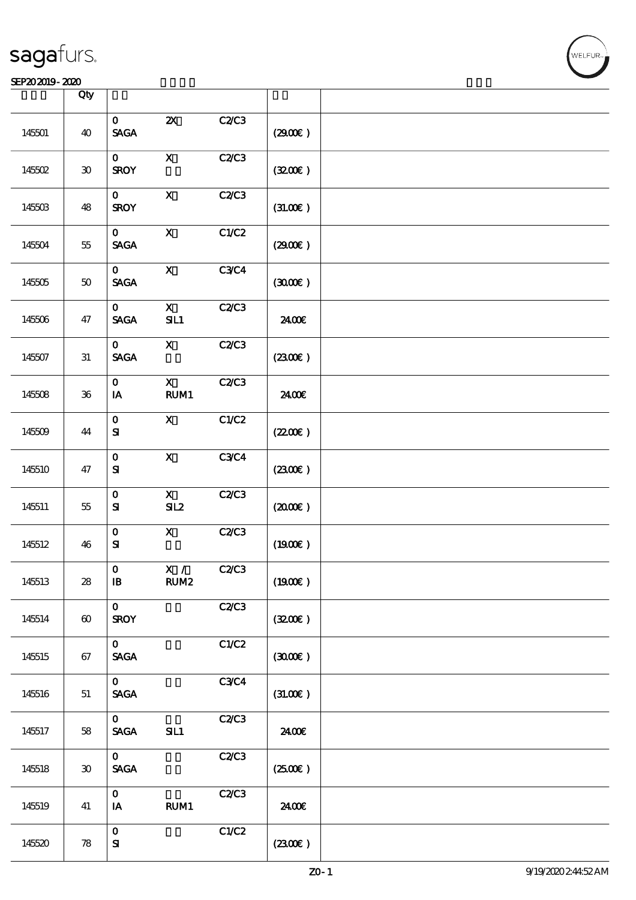| | Qty | | | | | |
|---|---|---|---|---|---|---|
| 145501 | 40 | 0<br>SAGA | 2X | C2/C3 | (29.00€ ) | |
| 145502 | 30 | 0<br>SROY | X | C2/C3 | (32.00€ ) | |
| 145503 | 48 | 0<br>SROY | X | C2/C3 | (31.00€ ) | |
| 145504 | 55 | 0<br>SAGA | X | C1/C2 | (29.00€ ) | |
| 145505 | 50 | 0<br>SAGA | X | C3/C4 | (30.00€ ) | |
| 145506 | 47 | 0<br>SAGA | X<br>SIL1 | C2/C3 | 24.00€ | |
| 145507 | 31 | 0<br>SAGA | X | C2/C3 | (23.00€ ) | |
| 145508 | 36 | 0<br>IA | X<br>RUM1 | C2/C3 | 24.00€ | |
| 145509 | 44 | 0<br>SI | X | C1/C2 | (22.00€ ) | |
| 145510 | 47 | 0<br>SI | X | C3/C4 | (23.00€ ) | |
| 145511 | 55 | 0<br>SI | X<br>SIL2 | C2/C3 | (20.00€ ) | |
| 145512 | 46 | 0<br>SI | X | C2/C3 | (19.00€ ) | |
| 145513 | 28 | 0<br>IB | X /<br>RUM2 | C2/C3 | (19.00€ ) | |
| 145514 | 60 | 0<br>SROY | | C2/C3 | (32.00€ ) | |
| 145515 | 67 | 0<br>SAGA | | C1/C2 | (30.00€ ) | |
| 145516 | 51 | 0<br>SAGA | | C3/C4 | (31.00€ ) | |
| 145517 | 58 | 0<br>SAGA | SIL1 | C2/C3 | 24.00€ | |
| 145518 | 30 | 0<br>SAGA | | C2/C3 | (25.00€ ) | |
| 145519 | 41 | 0<br>IA | RUM1 | C2/C3 | 24.00€ | |
| 145520 | 78 | 0<br>SI | | C1/C2 | (23.00€ ) | |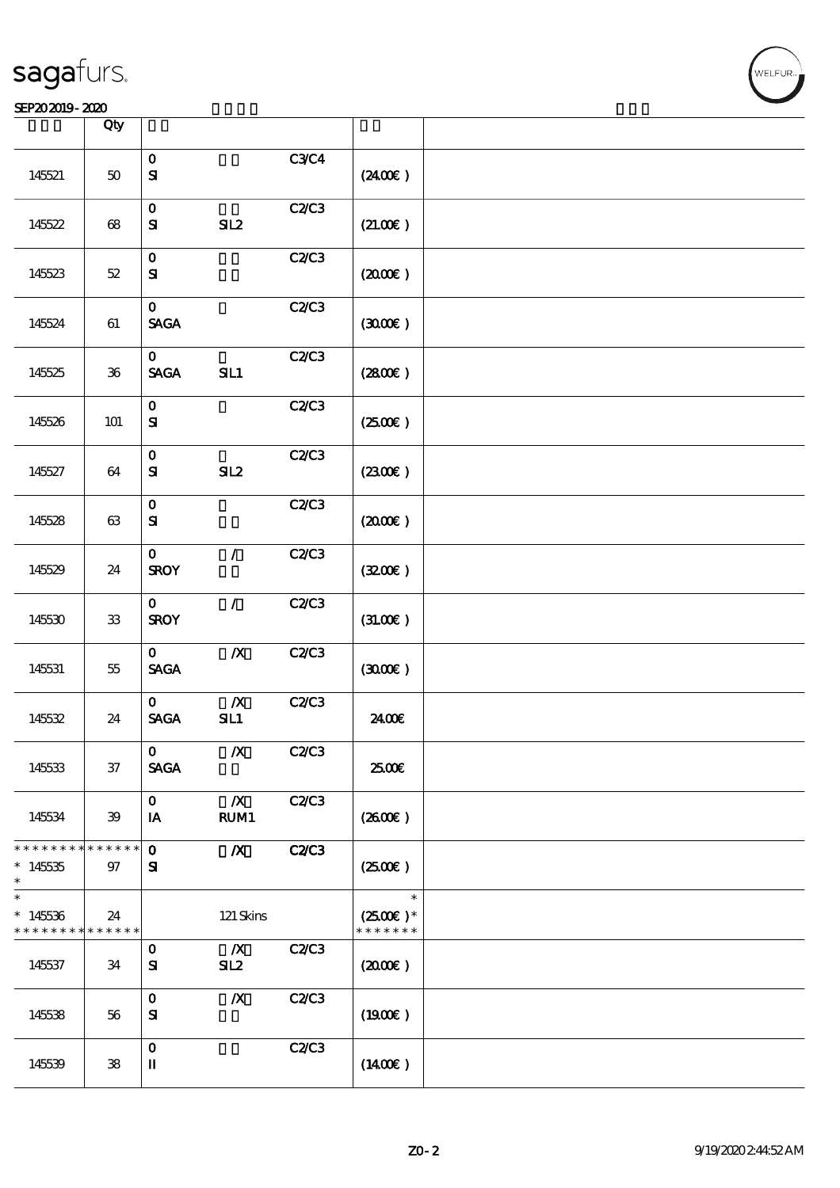| | Qty | | | | | |
|---|---|---|---|---|---|---|
| 145521 | 50 | 0<br>SI | | C3/C4 | (24.00€) | |
| 145522 | 68 | 0<br>SI | SIL2 | C2/C3 | (21.00€) | |
| 145523 | 52 | 0<br>SI | | C2/C3 | (20.00€) | |
| 145524 | 61 | 0<br>SAGA | | C2/C3 | (30.00€) | |
| 145525 | 36 | 0<br>SAGA | SIL1 | C2/C3 | (28.00€) | |
| 145526 | 101 | 0<br>SI | | C2/C3 | (25.00€) | |
| 145527 | 64 | 0<br>SI | SIL2 | C2/C3 | (23.00€) | |
| 145528 | 63 | 0<br>SI | | C2/C3 | (20.00€) | |
| 145529 | 24 | 0<br>SROY | / | C2/C3 | (32.00€) | |
| 145530 | 33 | 0<br>SROY | / | C2/C3 | (31.00€) | |
| 145531 | 55 | 0<br>SAGA | /X | C2/C3 | (30.00€) | |
| 145532 | 24 | 0<br>SAGA | /X<br>SIL1 | C2/C3 | 24.00€ | |
| 145533 | 37 | 0<br>SAGA | /X | C2/C3 | 25.00€ | |
| 145534 | 39 | 0<br>IA | /X<br>RUM1 | C2/C3 | (26.00€) | |
| * * * * * * * * * * * * * *<br>* 145535<br>* | 97 | 0<br>SI | /X | C2/C3 | (25.00€) | |
| *<br>* 145536<br>* * * * * * * * * * * * * * | 24 | | 121 Skins | | *<br>(25.00€) *<br>* * * * * * * | |
| 145537 | 34 | 0<br>SI | /X<br>SIL2 | C2/C3 | (20.00€) | |
| 145538 | 56 | 0<br>SI | /X | C2/C3 | (19.00€) | |
| 145539 | 38 | 0<br>II | | C2/C3 | (14.00€) | |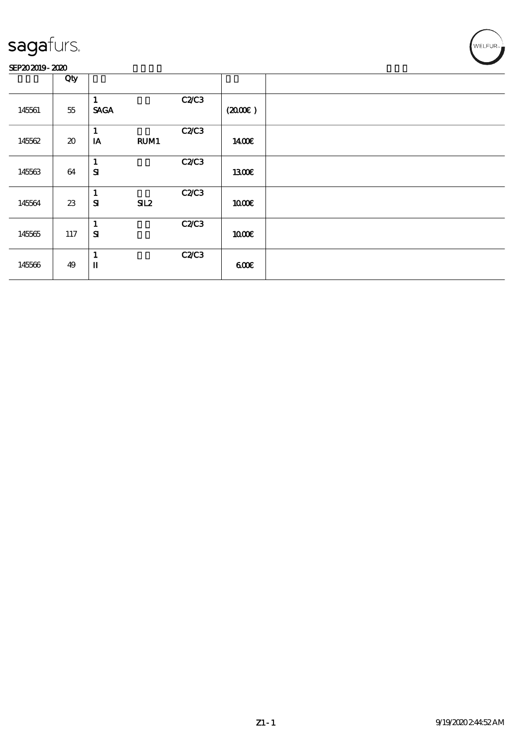sagafurs.

SEP20 2019 - 2020

| | Qty | | | | | |
|---|---|---|---|---|---|---|
| 145561 | 55 | 1<br>SAGA | | C2/C3 | (20.00€ ) | |
| 145562 | 20 | 1<br>IA | RUM1 | C2/C3 | 14.00€ | |
| 145563 | 64 | 1<br>SI | | C2/C3 | 13.00€ | |
| 145564 | 23 | 1<br>SI | SIL2 | C2/C3 | 10.00€ | |
| 145565 | 117 | 1<br>SI | | C2/C3 | 10.00€ | |
| 145566 | 49 | 1<br>II | | C2/C3 | 6.00€ | |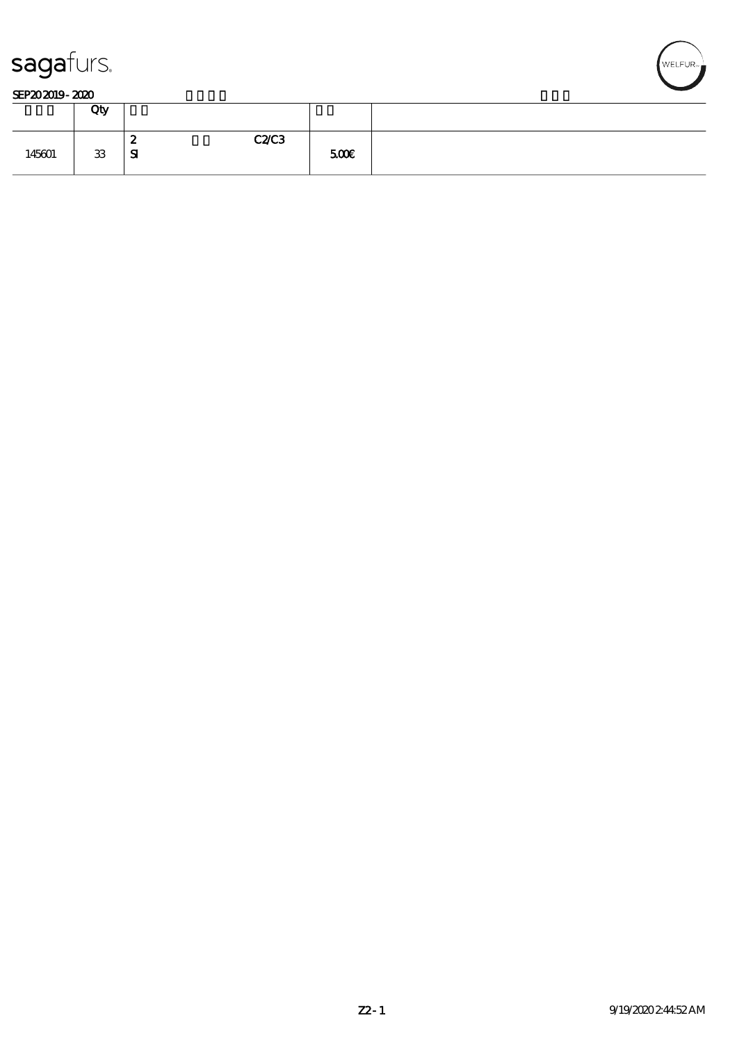sagafurs.

SEP20 2019 - 2020

| | Qty | | | |
|---|---|---|---|---|
| 145601 | 33 | 2<br>SI &nbsp;&nbsp;&nbsp;&nbsp;&nbsp;&nbsp;&nbsp;&nbsp; C2/C3 | 5.00€ | |

Z2 - 1 &nbsp;&nbsp;&nbsp;&nbsp; 9/19/2020 2:44:52 AM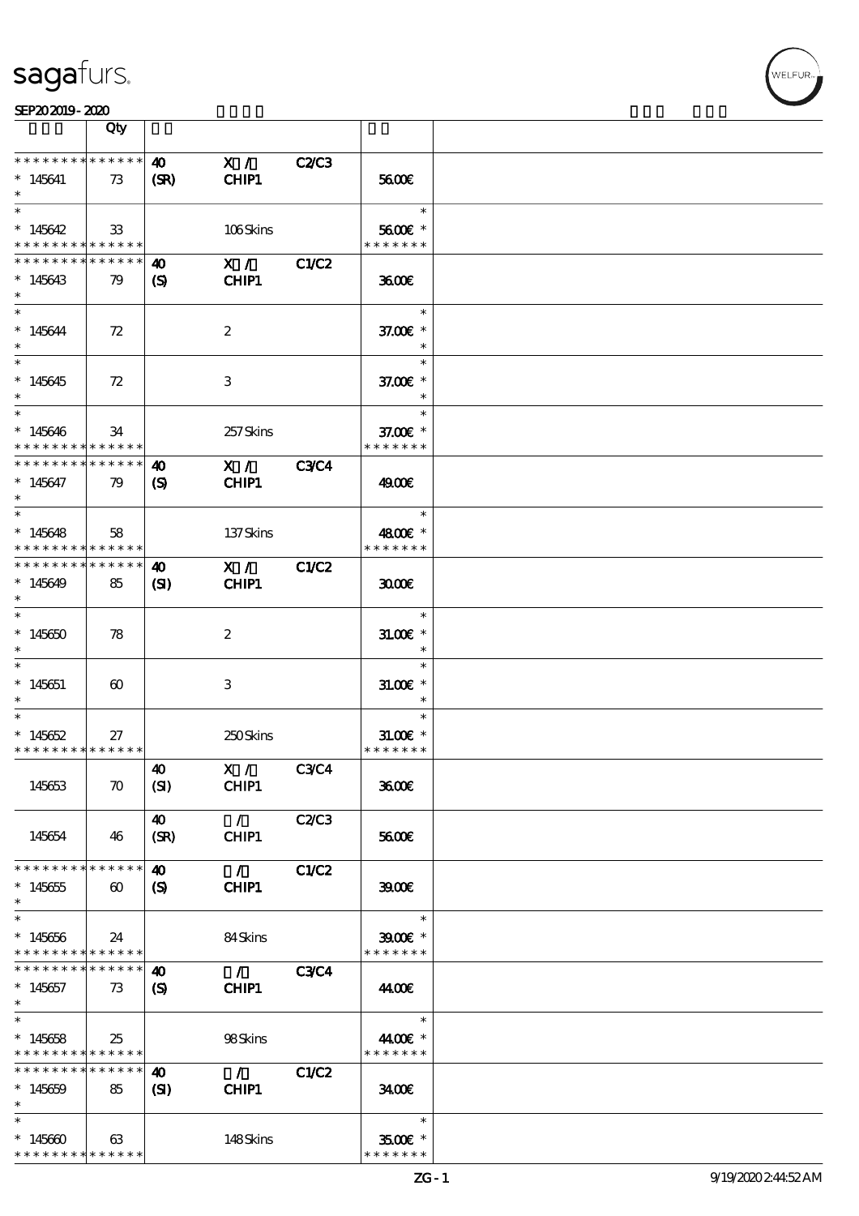sagafurs.

SEP202019 - 2020

| | Qty | | | | | |
|---|---|---|---|---|---|---|
| * * * * * * * * * * * * * * | 40 | X / | C2/C3 | | | |
| * 145641 | 73 | (SR) | CHIP1 | | 56.00€ | |
| * | | | | | | |
| * | | | | | * | |
| * 145642 | 33 | | 106 Skins | | 56.00€ * | |
| * * * * * * * * * * * * * * | | | | | * * * * * * * | |
| * * * * * * * * * * * * * * | 40 | X / | C1/C2 | | | |
| * 145643 | 79 | (S) | CHIP1 | | 36.00€ | |
| * | | | | | | |
| * | | | | | * | |
| * 145644 | 72 | | 2 | | 37.00€ * | |
| * | | | | | * | |
| * | | | | | * | |
| * 145645 | 72 | | 3 | | 37.00€ * | |
| * | | | | | * | |
| * | | | | | * | |
| * 145646 | 34 | | 257 Skins | | 37.00€ * | |
| * * * * * * * * * * * * * * | | | | | * * * * * * * | |
| * * * * * * * * * * * * * * | 40 | X / | C3/C4 | | | |
| * 145647 | 79 | (S) | CHIP1 | | 49.00€ | |
| * | | | | | | |
| * | | | | | * | |
| * 145648 | 58 | | 137 Skins | | 48.00€ * | |
| * * * * * * * * * * * * * * | | | | | * * * * * * * | |
| * * * * * * * * * * * * * * | 40 | X / | C1/C2 | | | |
| * 145649 | 85 | (SI) | CHIP1 | | 30.00€ | |
| * | | | | | | |
| * | | | | | * | |
| * 145650 | 78 | | 2 | | 31.00€ * | |
| * | | | | | * | |
| * | | | | | * | |
| * 145651 | 60 | | 3 | | 31.00€ * | |
| * | | | | | * | |
| * | | | | | * | |
| * 145652 | 27 | | 250 Skins | | 31.00€ * | |
| * * * * * * * * * * * * * * | | | | | * * * * * * * | |
| 145653 | 70 | 40 (SI) | X / CHIP1 | C3/C4 | 36.00€ | |
| 145654 | 46 | 40 (SR) | / CHIP1 | C2/C3 | 56.00€ | |
| * * * * * * * * * * * * * * | 40 | / | C1/C2 | | | |
| * 145655 | 60 | (S) | CHIP1 | | 39.00€ | |
| * | | | | | | |
| * | | | | | * | |
| * 145656 | 24 | | 84 Skins | | 39.00€ * | |
| * * * * * * * * * * * * * * | | | | | * * * * * * * | |
| * * * * * * * * * * * * * * | 40 | / | C3/C4 | | | |
| * 145657 | 73 | (S) | CHIP1 | | 44.00€ | |
| * | | | | | | |
| * | | | | | * | |
| * 145658 | 25 | | 98 Skins | | 44.00€ * | |
| * * * * * * * * * * * * * * | | | | | * * * * * * * | |
| * * * * * * * * * * * * * * | 40 | / | C1/C2 | | | |
| * 145659 | 85 | (SI) | CHIP1 | | 34.00€ | |
| * | | | | | | |
| * | | | | | * | |
| * 145660 | 63 | | 148 Skins | | 35.00€ * | |
| * * * * * * * * * * * * * * | | | | | * * * * * * * | |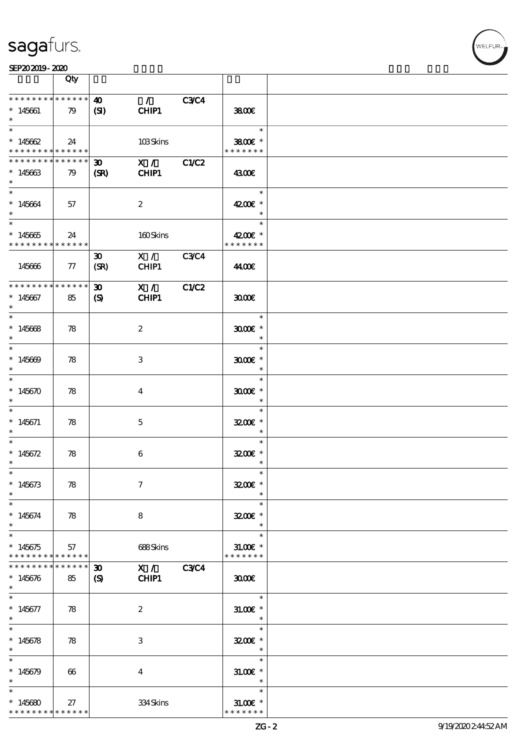| | Qty | | | | | |
|---|---|---|---|---|---|---|
| * * * * * * * * * * * * * * | 40 | / | C3/C4 | | | |
| * 145661 | 79 | (SI) | CHIP1 | | 38.00€ | |
| * | | | | | | |
| * | | | | | * | |
| * 145662 | 24 | | 103 Skins | | 38.00€ * | |
| * * * * * * * * * * * * * * | | | | | * * * * * * * | |
| * * * * * * * * * * * * * * | 30 | X / | C1/C2 | | | |
| * 145663 | 79 | (SR) | CHIP1 | | 43.00€ | |
| * | | | | | | |
| * | | | | | * | |
| * 145664 | 57 | | 2 | | 42.00€ * | |
| * | | | | | * | |
| * | | | | | * | |
| * 145665 | 24 | | 160 Skins | | 42.00€ * | |
| * * * * * * * * * * * * * * | | | | | * * * * * * * | |
| | | 30 | X / | C3/C4 | | |
| 145666 | 77 | (SR) | CHIP1 | | 44.00€ | |
| * * * * * * * * * * * * * * | 30 | X / | C1/C2 | | | |
| * 145667 | 85 | (S) | CHIP1 | | 30.00€ | |
| * | | | | | | |
| * | | | | | * | |
| * 145668 | 78 | | 2 | | 30.00€ * | |
| * | | | | | * | |
| * | | | | | * | |
| * 145669 | 78 | | 3 | | 30.00€ * | |
| * | | | | | * | |
| * | | | | | * | |
| * 145670 | 78 | | 4 | | 30.00€ * | |
| * | | | | | * | |
| * | | | | | * | |
| * 145671 | 78 | | 5 | | 32.00€ * | |
| * | | | | | * | |
| * | | | | | * | |
| * 145672 | 78 | | 6 | | 32.00€ * | |
| * | | | | | * | |
| * | | | | | * | |
| * 145673 | 78 | | 7 | | 32.00€ * | |
| * | | | | | * | |
| * | | | | | * | |
| * 145674 | 78 | | 8 | | 32.00€ * | |
| * | | | | | * | |
| * | | | | | * | |
| * 145675 | 57 | | 688 Skins | | 31.00€ * | |
| * * * * * * * * * * * * * * | | | | | * * * * * * * | |
| * * * * * * * * * * * * * * | 30 | X / | C3/C4 | | | |
| * 145676 | 85 | (S) | CHIP1 | | 30.00€ | |
| * | | | | | | |
| * | | | | | * | |
| * 145677 | 78 | | 2 | | 31.00€ * | |
| * | | | | | * | |
| * | | | | | * | |
| * 145678 | 78 | | 3 | | 32.00€ * | |
| * | | | | | * | |
| * | | | | | * | |
| * 145679 | 66 | | 4 | | 31.00€ * | |
| * | | | | | * | |
| * | | | | | * | |
| * 145680 | 27 | | 334 Skins | | 31.00€ * | |
| * * * * * * * * * * * * * * | | | | | * * * * * * * | |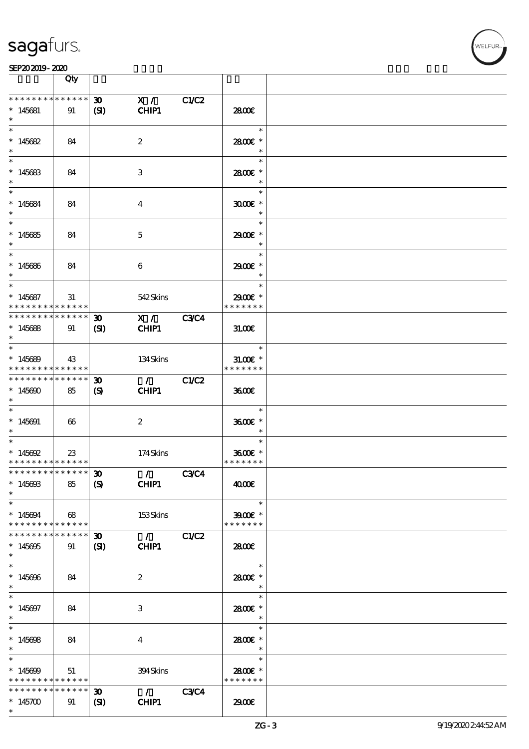| | Qty | | | | |
|---|---|---|---|---|---|
| * * * * * * * * * * * * * * * 145681 * | 91 | 30 (SI) | X / CHIP1 C1/C2 | 28.00€ | |
| * * 145682 * | 84 | | 2 | * 28.00€ * * | |
| * * 145683 * | 84 | | 3 | * 28.00€ * * | |
| * * 145684 * | 84 | | 4 | * 30.00€ * * | |
| * * 145685 * | 84 | | 5 | * 29.00€ * * | |
| * * 145686 * | 84 | | 6 | * 29.00€ * * | |
| * * 145687 * * * * * * * * * * * * * * | 31 | | 542 Skins | * 29.00€ * * * * * * * * | |
| * * * * * * * * * * * * * * * 145688 * | 91 | 30 (SI) | X / CHIP1 C3/C4 | 31.00€ | |
| * * 145689 * * * * * * * * * * * * * * | 43 | | 134 Skins | * 31.00€ * * * * * * * * | |
| * * * * * * * * * * * * * * * 145690 * | 85 | 30 (S) | / CHIP1 C1/C2 | 36.00€ | |
| * * 145691 * | 66 | | 2 | * 36.00€ * * | |
| * * 145692 * * * * * * * * * * * * * * | 23 | | 174 Skins | * 36.00€ * * * * * * * * | |
| * * * * * * * * * * * * * * * 145693 * | 85 | 30 (S) | / CHIP1 C3/C4 | 40.00€ | |
| * * 145694 * * * * * * * * * * * * * * | 68 | | 153 Skins | * 39.00€ * * * * * * * * | |
| * * * * * * * * * * * * * * * 145695 * | 91 | 30 (SI) | / CHIP1 C1/C2 | 28.00€ | |
| * * 145696 * | 84 | | 2 | * 28.00€ * * | |
| * * 145697 * | 84 | | 3 | * 28.00€ * * | |
| * * 145698 * | 84 | | 4 | * 28.00€ * * | |
| * * 145699 * * * * * * * * * * * * * * | 51 | | 394 Skins | * 28.00€ * * * * * * * * | |
| * * * * * * * * * * * * * * * 145700 * | 91 | 30 (SI) | / CHIP1 C3/C4 | 29.00€ | |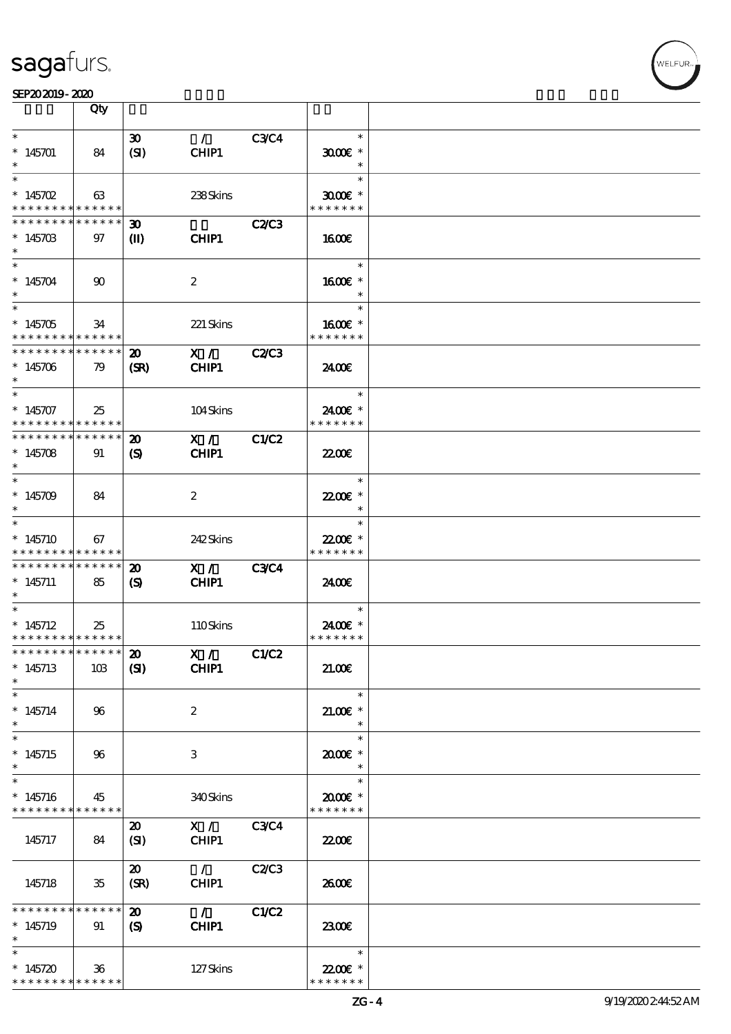| | Qty | | | | | |
|---|---|---|---|---|---|---|
| * <br> * 145701 <br> * | 84 | 30 <br> (SI) | / <br> CHIP1 | C3/C4 | * <br> 30.00€ * <br> * | |
| * <br> * 145702 <br> * * * * * * * * * * * * * * | 63 | | 238 Skins | | * <br> 30.00€ * <br> * * * * * * * | |
| * * * * * * * * * * * * * * <br> * 145703 <br> * | 97 | 30 <br> (II) | <br> CHIP1 | C2/C3 | 16.00€ | |
| * <br> * 145704 <br> * | 90 | | 2 | | * <br> 16.00€ * <br> * | |
| * <br> * 145705 <br> * * * * * * * * * * * * * * | 34 | | 221 Skins | | * <br> 16.00€ * <br> * * * * * * * | |
| * * * * * * * * * * * * * * <br> * 145706 <br> * | 79 | 20 <br> (SR) | X / <br> CHIP1 | C2/C3 | 24.00€ | |
| * <br> * 145707 <br> * * * * * * * * * * * * * * | 25 | | 104 Skins | | * <br> 24.00€ * <br> * * * * * * * | |
| * * * * * * * * * * * * * * <br> * 145708 <br> * | 91 | 20 <br> (S) | X / <br> CHIP1 | C1/C2 | 22.00€ | |
| * <br> * 145709 <br> * | 84 | | 2 | | * <br> 22.00€ * <br> * | |
| * <br> * 145710 <br> * * * * * * * * * * * * * * | 67 | | 242 Skins | | * <br> 22.00€ * <br> * * * * * * * | |
| * * * * * * * * * * * * * * <br> * 145711 <br> * | 85 | 20 <br> (S) | X / <br> CHIP1 | C3/C4 | 24.00€ | |
| * <br> * 145712 <br> * * * * * * * * * * * * * * | 25 | | 110 Skins | | * <br> 24.00€ * <br> * * * * * * * | |
| * * * * * * * * * * * * * * <br> * 145713 <br> * | 103 | 20 <br> (SI) | X / <br> CHIP1 | C1/C2 | 21.00€ | |
| * <br> * 145714 <br> * | 96 | | 2 | | * <br> 21.00€ * <br> * | |
| * <br> * 145715 <br> * | 96 | | 3 | | * <br> 20.00€ * <br> * | |
| * <br> * 145716 <br> * * * * * * * * * * * * * * | 45 | | 340 Skins | | * <br> 20.00€ * <br> * * * * * * * | |
| 145717 | 84 | 20 <br> (SI) | X / <br> CHIP1 | C3/C4 | 22.00€ | |
| 145718 | 35 | 20 <br> (SR) | / <br> CHIP1 | C2/C3 | 26.00€ | |
| * * * * * * * * * * * * * * <br> * 145719 <br> * | 91 | 20 <br> (S) | / <br> CHIP1 | C1/C2 | 23.00€ | |
| * <br> * 145720 <br> * * * * * * * * * * * * * * | 36 | | 127 Skins | | * <br> 22.00€ * <br> * * * * * * * | |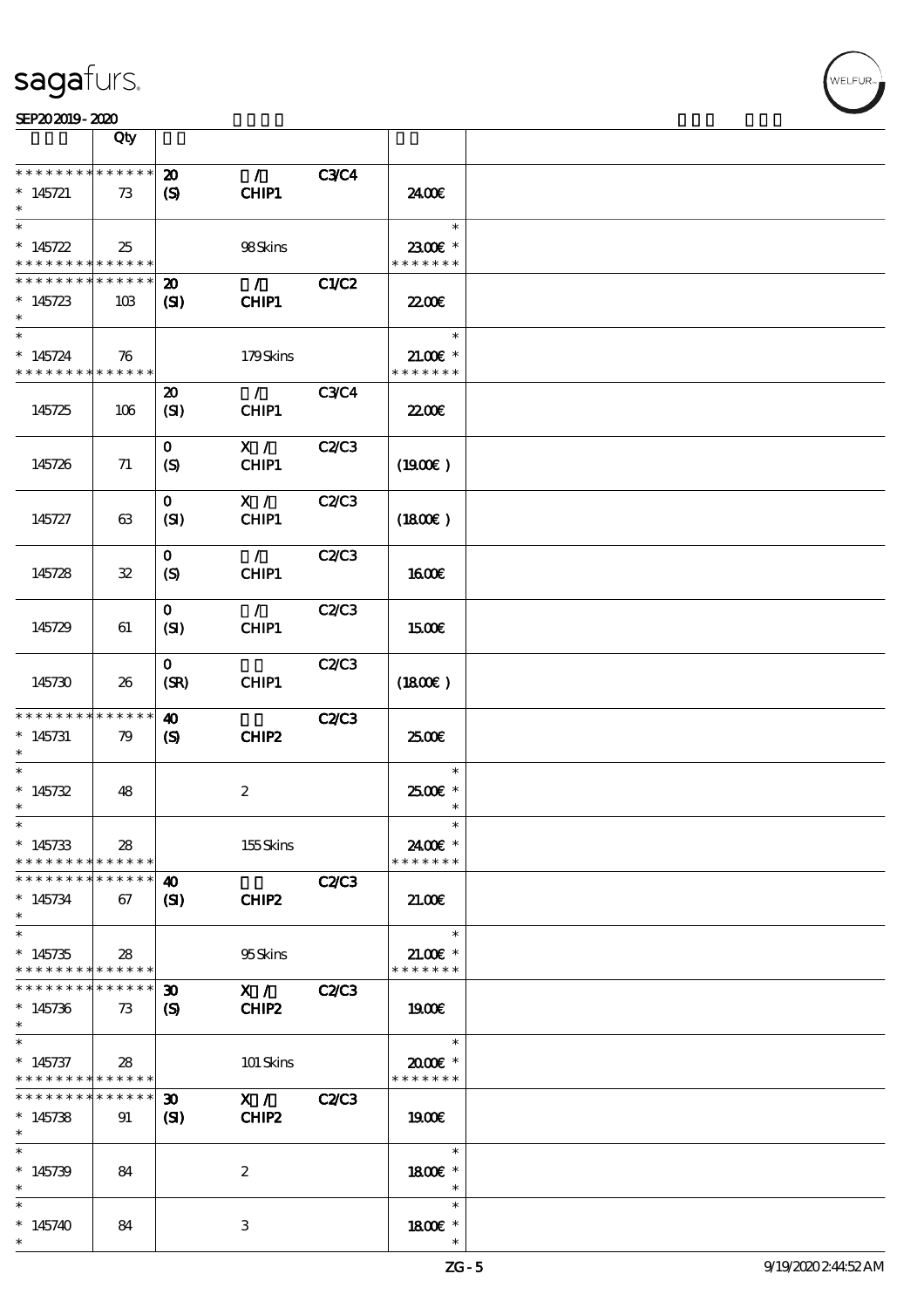# sagafurs.

SEP20 2019 - 2020

| | Qty | | | | | |
|---|---|---|---|---|---|---|
| * * * * * * * * * * * * * * | 20 | / | C3/C4 | | |
| * 145721 | 73 | (S) | CHIP1 | | 24.00€ | |
| * 145722 | 25 | | 98 Skins | | 23.00€ * | |
| * * * * * * * * * * * * * * | 20 | / | C1/C2 | | |
| * 145723 | 103 | (SI) | CHIP1 | | 22.00€ | |
| * 145724 | 76 | | 179 Skins | | 21.00€ * | |
| 145725 | 106 | 20 (SI) | / CHIP1 | C3/C4 | 22.00€ | |
| 145726 | 71 | 0 (S) | X / CHIP1 | C2/C3 | (19.00€) | |
| 145727 | 63 | 0 (SI) | X / CHIP1 | C2/C3 | (18.00€) | |
| 145728 | 32 | 0 (S) | / CHIP1 | C2/C3 | 16.00€ | |
| 145729 | 61 | 0 (SI) | / CHIP1 | C2/C3 | 15.00€ | |
| 145730 | 26 | 0 (SR) | CHIP1 | C2/C3 | (18.00€) | |
| * * * * * * * * * * * * * * | 40 | | C2/C3 | | |
| * 145731 | 79 | (S) | CHIP2 | | 25.00€ | |
| * 145732 | 48 | | 2 | | 25.00€ * | |
| * 145733 | 28 | | 155 Skins | | 24.00€ * | |
| * * * * * * * * * * * * * * | 40 | | C2/C3 | | |
| * 145734 | 67 | (SI) | CHIP2 | | 21.00€ | |
| * 145735 | 28 | | 95 Skins | | 21.00€ * | |
| * * * * * * * * * * * * * * | 30 | X / | C2/C3 | | |
| * 145736 | 73 | (S) | CHIP2 | | 19.00€ | |
| * 145737 | 28 | | 101 Skins | | 20.00€ * | |
| * * * * * * * * * * * * * * | 30 | X / | C2/C3 | | |
| * 145738 | 91 | (SI) | CHIP2 | | 19.00€ | |
| * 145739 | 84 | | 2 | | 18.00€ * | |
| * 145740 | 84 | | 3 | | 18.00€ * | |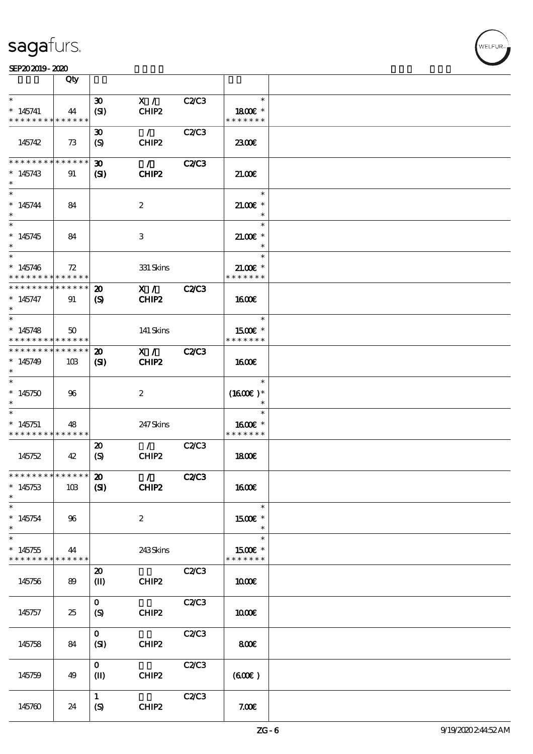| | Qty | | | | | |
|---|---|---|---|---|---|---|
| * <br> * 145741 <br> * * * * * * * * * * * * * * | 44 | 30 <br> (SI) | X / <br> CHIP2 | C2/C3 | * <br> 18.00€ * <br> * * * * * * * | |
| 145742 | 73 | 30 <br> (S) | / <br> CHIP2 | C2/C3 | 23.00€ | |
| * * * * * * * * * * * * * * <br> * 145743 <br> * | 91 | **30** <br> **(SI)** | **/** <br> **CHIP2** | **C2/C3** | 21.00€ | |
| * <br> * 145744 <br> * | 84 | | 2 | | * <br> 21.00€ * <br> * | |
| * <br> * 145745 <br> * | 84 | | 3 | | * <br> 21.00€ * <br> * | |
| * <br> * 145746 <br> * * * * * * * * * * * * * * | 72 | | 331 Skins | | * <br> 21.00€ * <br> * * * * * * * | |
| * * * * * * * * * * * * * * <br> * 145747 <br> * | 91 | **20** <br> **(S)** | **X /** <br> **CHIP2** | **C2/C3** | 16.00€ | |
| * <br> * 145748 <br> * * * * * * * * * * * * * * | 50 | | 141 Skins | | * <br> 15.00€ * <br> * * * * * * * | |
| * * * * * * * * * * * * * * <br> * 145749 <br> * | 103 | **20** <br> **(SI)** | **X /** <br> **CHIP2** | **C2/C3** | 16.00€ | |
| * <br> * 145750 <br> * | 96 | | 2 | | * <br> (16.00€ )* <br> * | |
| * <br> * 145751 <br> * * * * * * * * * * * * * * | 48 | | 247 Skins | | * <br> 16.00€ * <br> * * * * * * * | |
| 145752 | 42 | 20 <br> (S) | / <br> CHIP2 | C2/C3 | 18.00€ | |
| * * * * * * * * * * * * * * <br> * 145753 <br> * | 103 | **20** <br> **(SI)** | **/** <br> **CHIP2** | **C2/C3** | 16.00€ | |
| * <br> * 145754 <br> * | 96 | | 2 | | * <br> 15.00€ * <br> * | |
| * <br> * 145755 <br> * * * * * * * * * * * * * * | 44 | | 243 Skins | | * <br> 15.00€ * <br> * * * * * * * | |
| 145756 | 89 | 20 <br> (II) | CHIP2 | C2/C3 | 10.00€ | |
| 145757 | 25 | 0 <br> (S) | CHIP2 | C2/C3 | 10.00€ | |
| 145758 | 84 | 0 <br> (SI) | CHIP2 | C2/C3 | 8.00€ | |
| 145759 | 49 | 0 <br> (II) | CHIP2 | C2/C3 | (6.00€ ) | |
| 145760 | 24 | 1 <br> (S) | CHIP2 | C2/C3 | 7.00€ | |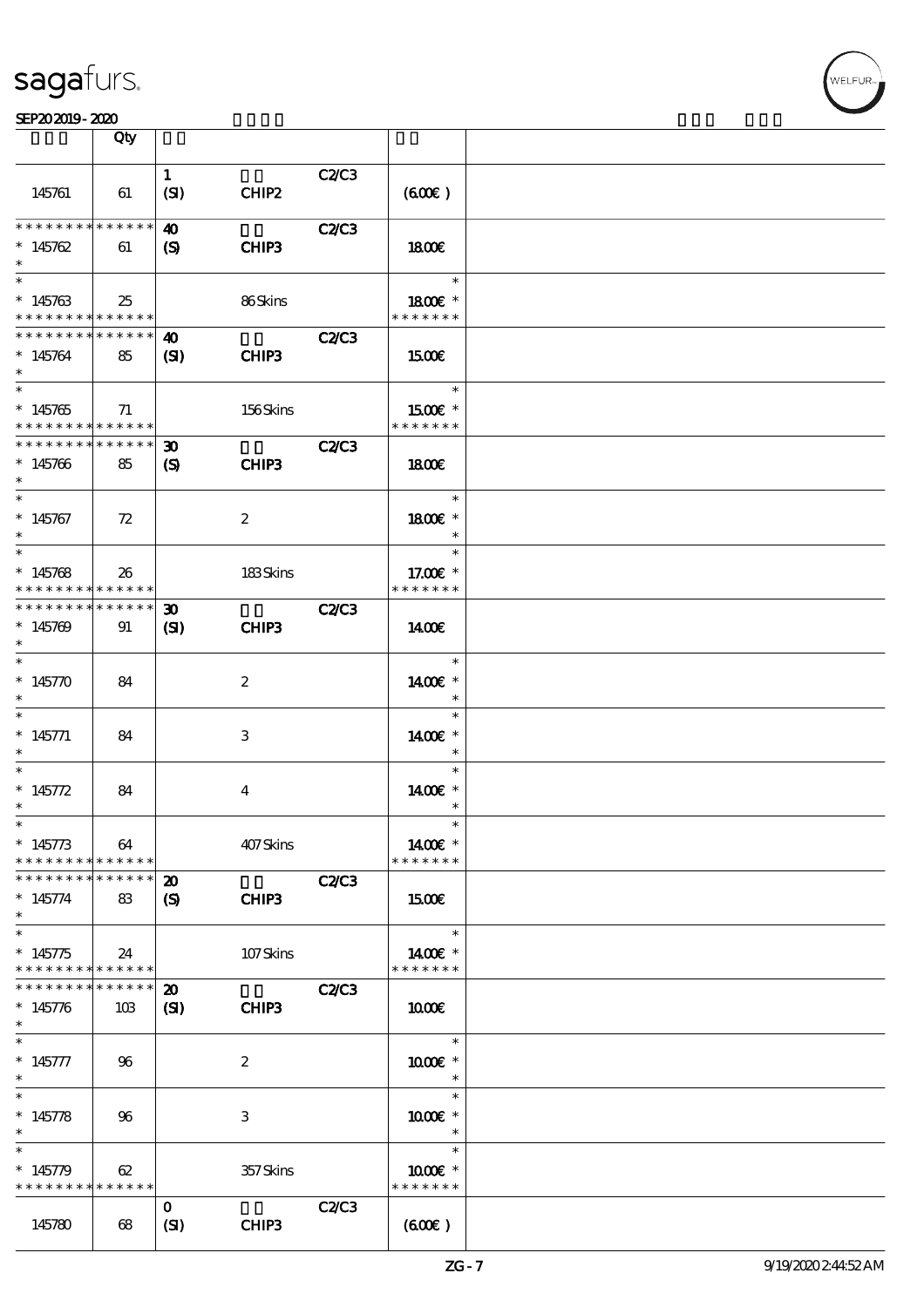| | Qty | | | | |
|---|---|---|---|---|---|
| 145761 | 61 | 1 (SI) | CHIP2 C2/C3 | (600€) | |
| ************** * 145762 * | 61 | 40 (S) | CHIP3 C2/C3 | 1800€ | |
| * * 145763 ************** | 25 | | 86 Skins | * 1800€ * ******* | |
| ************** * 145764 * | 85 | 40 (SI) | CHIP3 C2/C3 | 1500€ | |
| * * 145765 ************** | 71 | | 156 Skins | * 1500€ * ******* | |
| ************** * 145766 * | 85 | 30 (S) | CHIP3 C2/C3 | 1800€ | |
| * * 145767 * | 72 | | 2 | * 1800€ * * | |
| * * 145768 ************** | 26 | | 183 Skins | * 17.00€ * ******* | |
| ************** * 145769 * | 91 | 30 (SI) | CHIP3 C2/C3 | 1400€ | |
| * * 145770 * | 84 | | 2 | * 1400€ * * | |
| * * 145771 * | 84 | | 3 | * 1400€ * * | |
| * * 145772 * | 84 | | 4 | * 1400€ * * | |
| * * 145773 ************** | 64 | | 407 Skins | * 1400€ * ******* | |
| ************** * 145774 * | 83 | 20 (S) | CHIP3 C2/C3 | 1500€ | |
| * * 145775 ************** | 24 | | 107 Skins | * 1400€ * ******* | |
| ************** * 145776 * | 103 | 20 (SI) | CHIP3 C2/C3 | 1000€ | |
| * * 145777 * | 96 | | 2 | * 1000€ * * | |
| * * 145778 * | 96 | | 3 | * 1000€ * * | |
| * * 145779 ************** | 62 | | 357 Skins | * 1000€ * ******* | |
| 145780 | 68 | 0 (SI) | CHIP3 C2/C3 | (600€) | |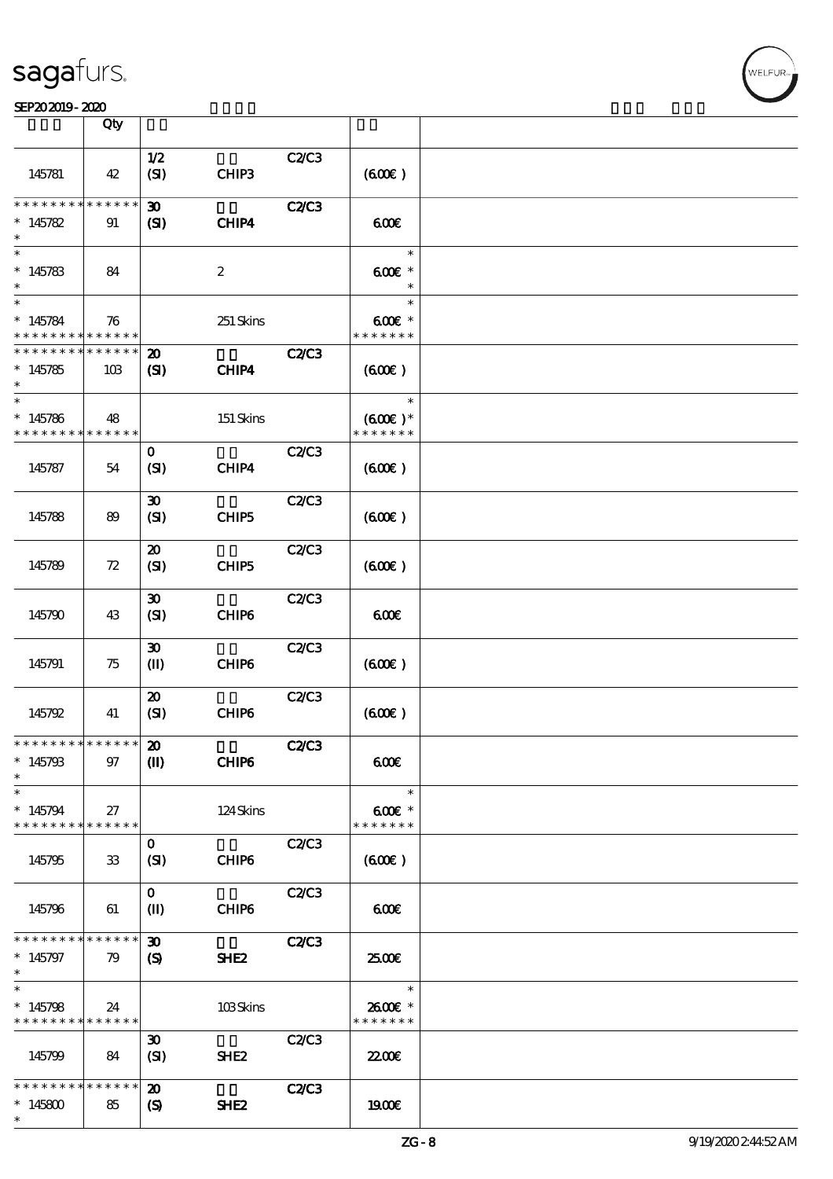| | Qty | | | | | |
|---|---|---|---|---|---|---|
| 145781 | 42 | 1/2<br>(SI) | CHIP3 | C2/C3 | (600€) | |
| * * * * * * * * * * * * * *<br>* 145782<br>* | 91 | 30<br>(SI) | CHIP4 | C2/C3 | 600€ | |
| *<br>* 145783<br>* | 84 | | 2 | | *<br>600€ *<br>* | |
| *<br>* 145784<br>* * * * * * * * * * * * * * | 76 | | 251 Skins | | *<br>600€ *<br>* * * * * * * | |
| * * * * * * * * * * * * * *<br>* 145785<br>* | 103 | 20<br>(SI) | CHIP4 | C2/C3 | (600€) | |
| *<br>* 145786<br>* * * * * * * * * * * * * * | 48 | | 151 Skins | | *<br>(600€)*<br>* * * * * * * | |
| 145787 | 54 | 0<br>(SI) | CHIP4 | C2/C3 | (600€) | |
| 145788 | 89 | 30<br>(SI) | CHIP5 | C2/C3 | (600€) | |
| 145789 | 72 | 20<br>(SI) | CHIP5 | C2/C3 | (600€) | |
| 145790 | 43 | 30<br>(SI) | CHIP6 | C2/C3 | 600€ | |
| 145791 | 75 | 30<br>(II) | CHIP6 | C2/C3 | (600€) | |
| 145792 | 41 | 20<br>(SI) | CHIP6 | C2/C3 | (600€) | |
| * * * * * * * * * * * * * *<br>* 145793<br>* | 97 | 20<br>(II) | CHIP6 | C2/C3 | 600€ | |
| *<br>* 145794<br>* * * * * * * * * * * * * * | 27 | | 124 Skins | | *<br>600€ *<br>* * * * * * * | |
| 145795 | 33 | 0<br>(SI) | CHIP6 | C2/C3 | (600€) | |
| 145796 | 61 | 0<br>(II) | CHIP6 | C2/C3 | 600€ | |
| * * * * * * * * * * * * * *<br>* 145797<br>* | 79 | 30<br>(S) | SHE2 | C2/C3 | 25.00€ | |
| *<br>* 145798<br>* * * * * * * * * * * * * * | 24 | | 103 Skins | | *<br>26.00€ *<br>* * * * * * * | |
| 145799 | 84 | 30<br>(SI) | SHE2 | C2/C3 | 22.00€ | |
| * * * * * * * * * * * * * *<br>* 145800<br>* | 85 | 20<br>(S) | SHE2 | C2/C3 | 19.00€ | |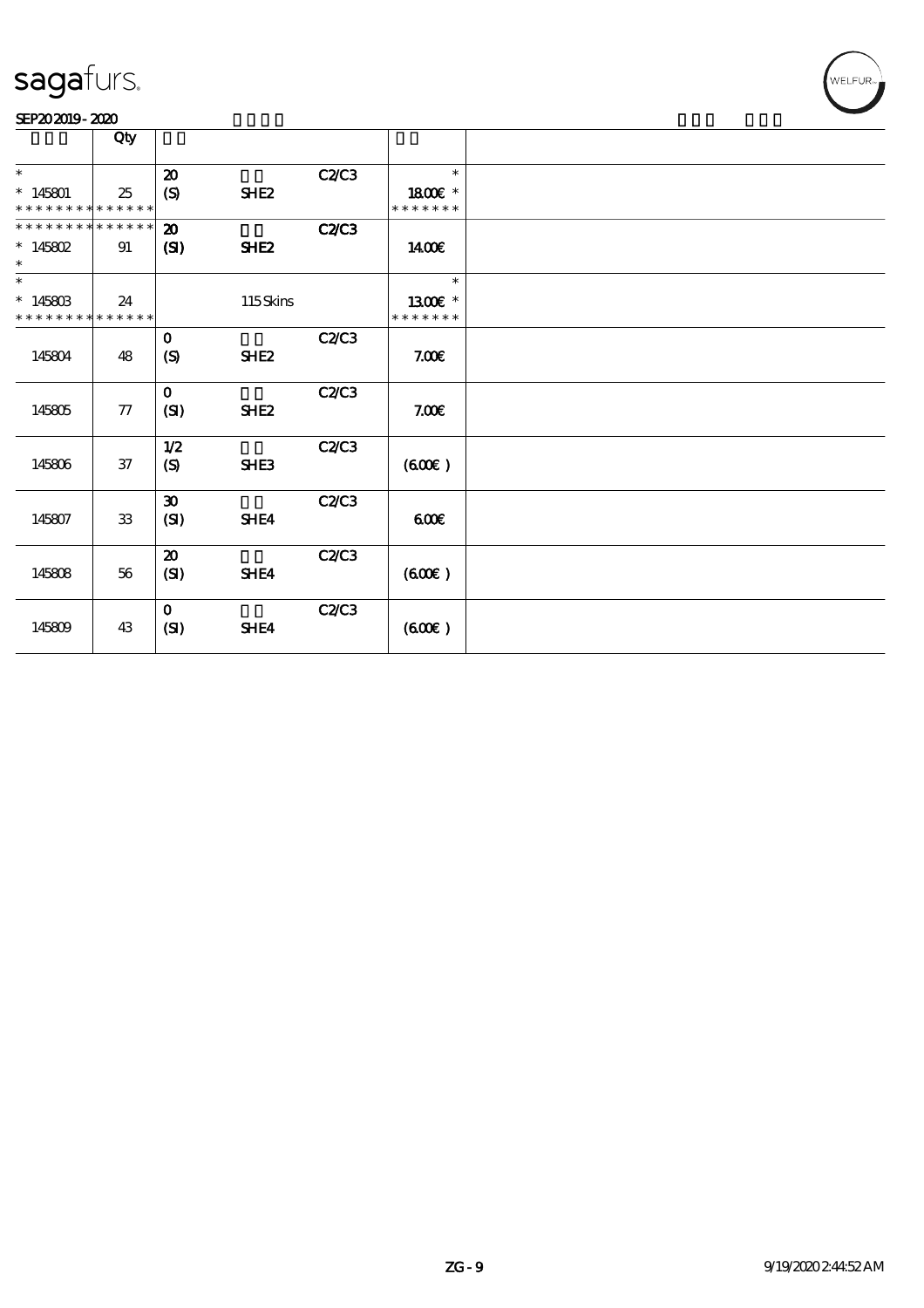# sagafurs.

SEP20 2019 - 2020

| | Qty | | | | | |
|---|---|---|---|---|---|---|
| * | | 20 | | C2/C3 | * | |
| * 145801 | 25 | (S) | SHE2 | | 18.00€ * | |
| * * * * * * * * * * * * * * | | | | | * * * * * * * | |
| * * * * * * * * * * * * * * | | 20 | | C2/C3 | | |
| * 145802 | 91 | (SI) | SHE2 | | 14.00€ | |
| * | | | | | | |
| * | | | | | * | |
| * 145803 | 24 | | 115 Skins | | 13.00€ * | |
| * * * * * * * * * * * * * * | | | | | * * * * * * * | |
| 145804 | 48 | 0 (S) | SHE2 | C2/C3 | 7.00€ | |
| 145805 | 77 | 0 (SI) | SHE2 | C2/C3 | 7.00€ | |
| 145806 | 37 | 1/2 (S) | SHE3 | C2/C3 | (6.00€) | |
| 145807 | 33 | 30 (SI) | SHE4 | C2/C3 | 6.00€ | |
| 145808 | 56 | 20 (SI) | SHE4 | C2/C3 | (6.00€) | |
| 145809 | 43 | 0 (SI) | SHE4 | C2/C3 | (6.00€) | |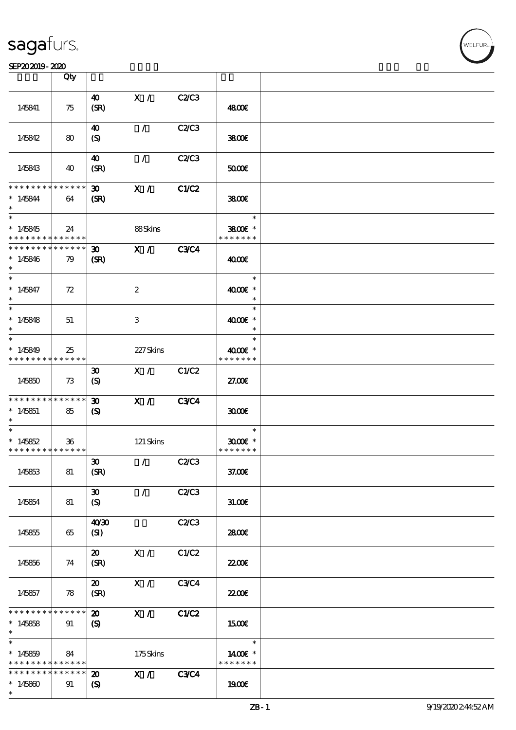| | Qty | | | | | |
|---|---|---|---|---|---|---|
| 145841 | 75 | 40 (SR) | X / | C2/C3 | 48.00€ | |
| 145842 | 80 | 40 (S) | / | C2/C3 | 38.00€ | |
| 145843 | 40 | 40 (SR) | / | C2/C3 | 50.00€ | |
| * * * * * * * * * * * * * * * 145844 * | 64 | 30 (SR) | X / | C1/C2 | 38.00€ | |
| * * 145845 * * * * * * * * * * * * * * | 24 | | 88 Skins | | * 38.00€ * * * * * * * * | |
| * * * * * * * * * * * * * * * 145846 * | 79 | 30 (SR) | X / | C3/C4 | 40.00€ | |
| * * 145847 * | 72 | | 2 | | * 40.00€ * * | |
| * * 145848 * | 51 | | 3 | | * 40.00€ * * | |
| * * 145849 * * * * * * * * * * * * * * | 25 | | 227 Skins | | * 40.00€ * * * * * * * * | |
| 145850 | 73 | 30 (S) | X / | C1/C2 | 27.00€ | |
| * * * * * * * * * * * * * * * 145851 * | 85 | 30 (S) | X / | C3/C4 | 30.00€ | |
| * * 145852 * * * * * * * * * * * * * * | 36 | | 121 Skins | | * 30.00€ * * * * * * * * | |
| 145853 | 81 | 30 (SR) | / | C2/C3 | 37.00€ | |
| 145854 | 81 | 30 (S) | / | C2/C3 | 31.00€ | |
| 145855 | 65 | 40/30 (SI) | | C2/C3 | 28.00€ | |
| 145856 | 74 | 20 (SR) | X / | C1/C2 | 22.00€ | |
| 145857 | 78 | 20 (SR) | X / | C3/C4 | 22.00€ | |
| * * * * * * * * * * * * * * * 145858 * | 91 | 20 (S) | X / | C1/C2 | 15.00€ | |
| * * 145859 * * * * * * * * * * * * * * | 84 | | 175 Skins | | * 14.00€ * * * * * * * * | |
| * * * * * * * * * * * * * * * 145860 * | 91 | 20 (S) | X / | C3/C4 | 19.00€ | |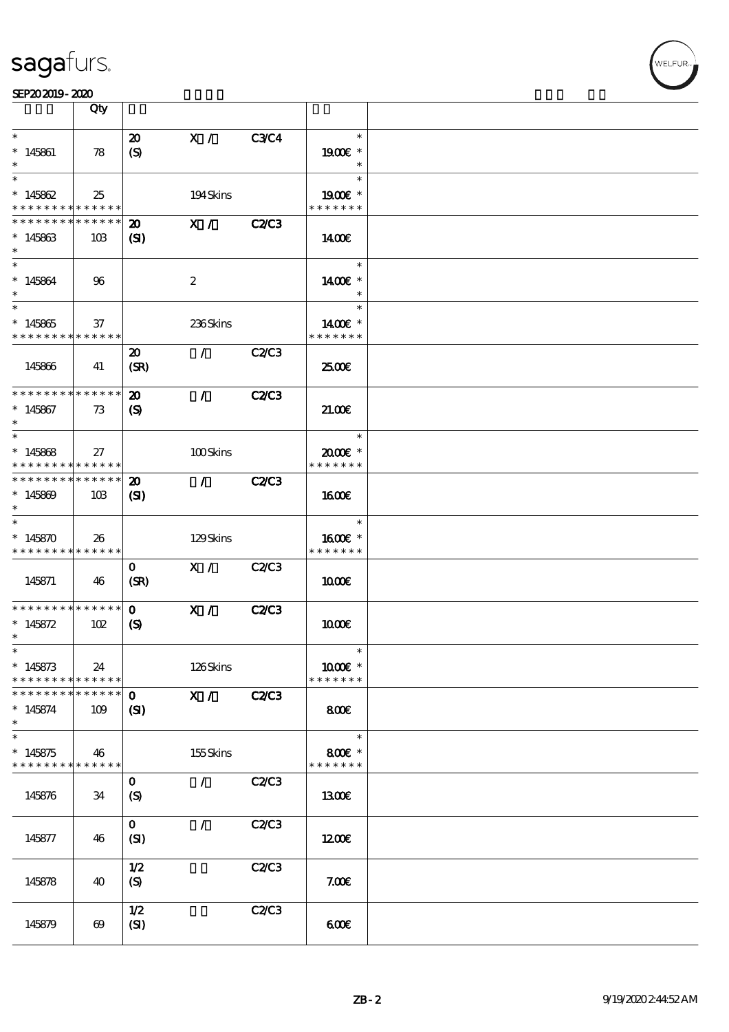# sagafurs.

SEP20 2019 - 2020

| | Qty | | | | | |
|---|---|---|---|---|---|---|
| * <br> * 145861 <br> * | 78 | 20 <br> (S) | X / | C3/C4 | * <br> 19.00€ * <br> * | |
| * <br> * 145862 <br> * * * * * * * * * * * * * * | 25 | | 194 Skins | | * <br> 19.00€ * <br> * * * * * * * | |
| * * * * * * * * * * * * * * <br> * 145863 <br> * | 103 | 20 <br> (SI) | X / | C2/C3 | 14.00€ | |
| * <br> * 145864 <br> * | 96 | | 2 | | * <br> 14.00€ * <br> * | |
| * <br> * 145865 <br> * * * * * * * * * * * * * * | 37 | | 236 Skins | | * <br> 14.00€ * <br> * * * * * * * | |
| 145866 | 41 | 20 <br> (SR) | / | C2/C3 | 25.00€ | |
| * * * * * * * * * * * * * * <br> * 145867 <br> * | 73 | 20 <br> (S) | / | C2/C3 | 21.00€ | |
| * <br> * 145868 <br> * * * * * * * * * * * * * * | 27 | | 100 Skins | | * <br> 20.00€ * <br> * * * * * * * | |
| * * * * * * * * * * * * * * <br> * 145869 <br> * | 103 | 20 <br> (SI) | / | C2/C3 | 16.00€ | |
| * <br> * 145870 <br> * * * * * * * * * * * * * * | 26 | | 129 Skins | | * <br> 16.00€ * <br> * * * * * * * | |
| 145871 | 46 | 0 <br> (SR) | X / | C2/C3 | 10.00€ | |
| * * * * * * * * * * * * * * <br> * 145872 <br> * | 102 | 0 <br> (S) | X / | C2/C3 | 10.00€ | |
| * <br> * 145873 <br> * * * * * * * * * * * * * * | 24 | | 126 Skins | | * <br> 10.00€ * <br> * * * * * * * | |
| * * * * * * * * * * * * * * <br> * 145874 <br> * | 109 | 0 <br> (SI) | X / | C2/C3 | 8.00€ | |
| * <br> * 145875 <br> * * * * * * * * * * * * * * | 46 | | 155 Skins | | * <br> 8.00€ * <br> * * * * * * * | |
| 145876 | 34 | 0 <br> (S) | / | C2/C3 | 13.00€ | |
| 145877 | 46 | 0 <br> (SI) | / | C2/C3 | 12.00€ | |
| 145878 | 40 | 1/2 <br> (S) | | C2/C3 | 7.00€ | |
| 145879 | 69 | 1/2 <br> (SI) | | C2/C3 | 6.00€ | |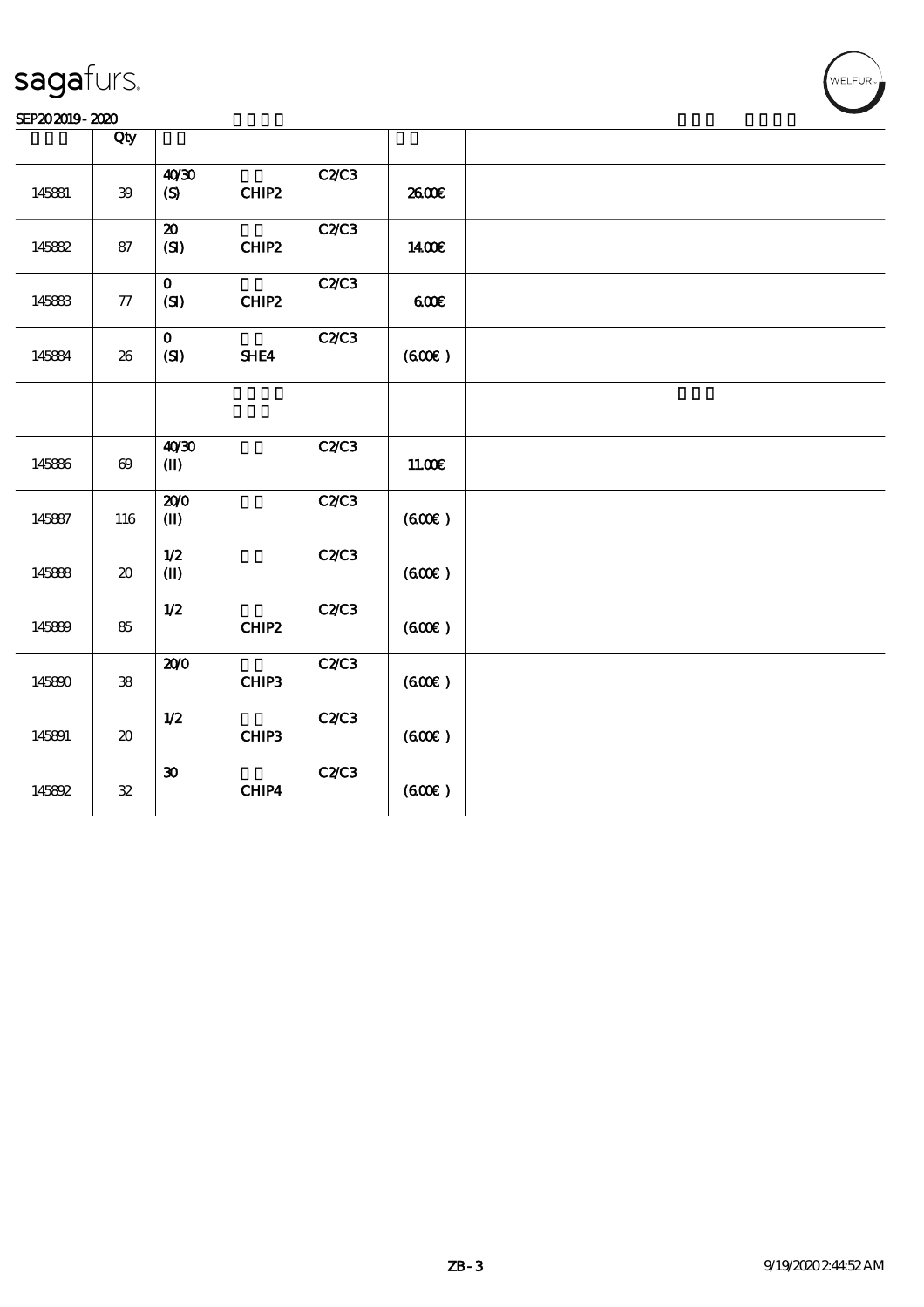| | Qty | | | | | |
|---|---|---|---|---|---|---|
| 145881 | 39 | 40/30 (S) | CHIP2 | C2/C3 | 26.00€ | |
| 145882 | 87 | 20 (SI) | CHIP2 | C2/C3 | 14.00€ | |
| 145883 | 77 | 0 (SI) | CHIP2 | C2/C3 | 6.00€ | |
| 145884 | 26 | 0 (SI) | SHE4 | C2/C3 | (6.00€ ) | |
| | | | | | | |
| 145886 | 69 | 40/30 (II) | | C2/C3 | 11.00€ | |
| 145887 | 116 | 20/0 (II) | | C2/C3 | (6.00€ ) | |
| 145888 | 20 | 1/2 (II) | | C2/C3 | (6.00€ ) | |
| 145889 | 85 | 1/2 | CHIP2 | C2/C3 | (6.00€ ) | |
| 145890 | 38 | 20/0 | CHIP3 | C2/C3 | (6.00€ ) | |
| 145891 | 20 | 1/2 | CHIP3 | C2/C3 | (6.00€ ) | |
| 145892 | 32 | 30 | CHIP4 | C2/C3 | (6.00€ ) | |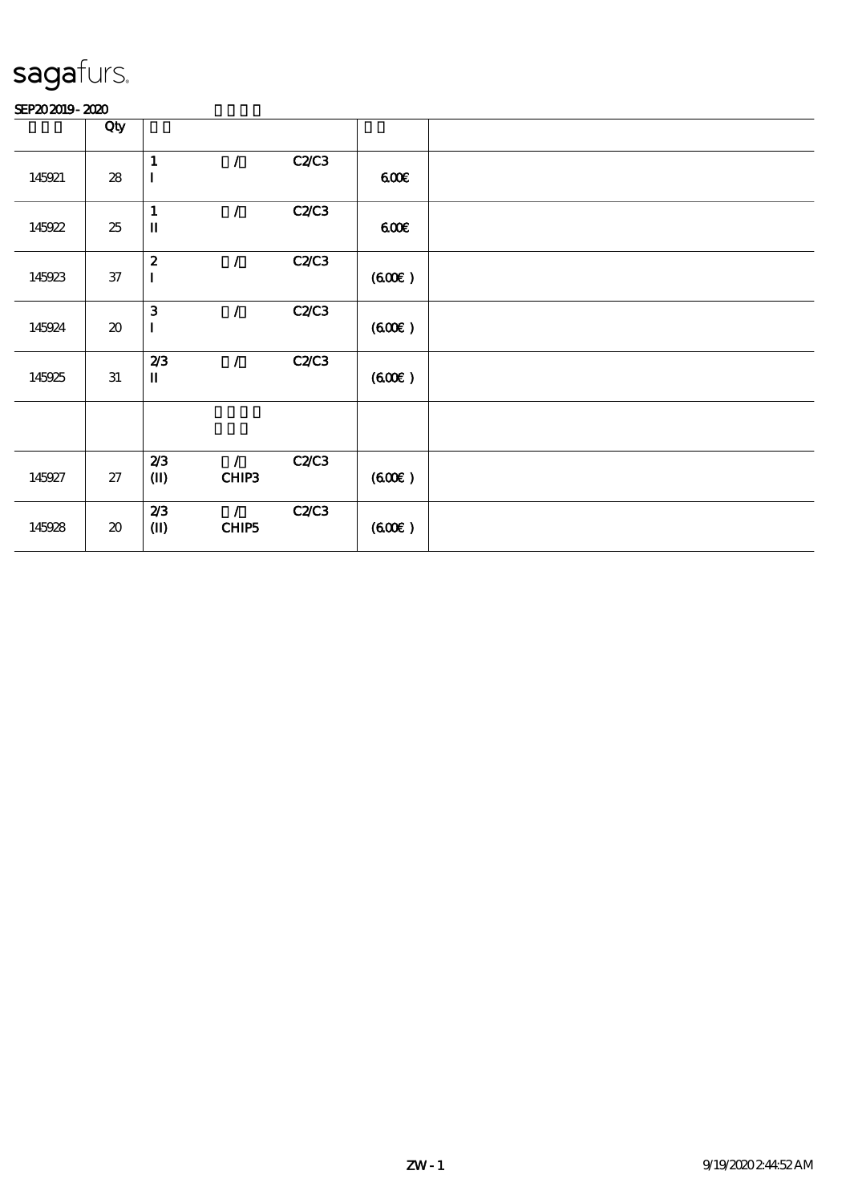sagafurs.

SEP20 2019 - 2020

| | Qty | | | | | |
|---|---|---|---|---|---|---|
| 145921 | 28 | 1<br>I | / | C2/C3 | 6.00€ | |
| 145922 | 25 | 1<br>II | / | C2/C3 | 6.00€ | |
| 145923 | 37 | 2<br>I | / | C2/C3 | (6.00€ ) | |
| 145924 | 20 | 3<br>I | / | C2/C3 | (6.00€ ) | |
| 145925 | 31 | 2/3<br>II | / | C2/C3 | (6.00€ ) | |
| | | | | | | |
| 145927 | 27 | 2/3<br>(II) | /<br>CHIP3 | C2/C3 | (6.00€ ) | |
| 145928 | 20 | 2/3<br>(II) | /<br>CHIP5 | C2/C3 | (6.00€ ) | |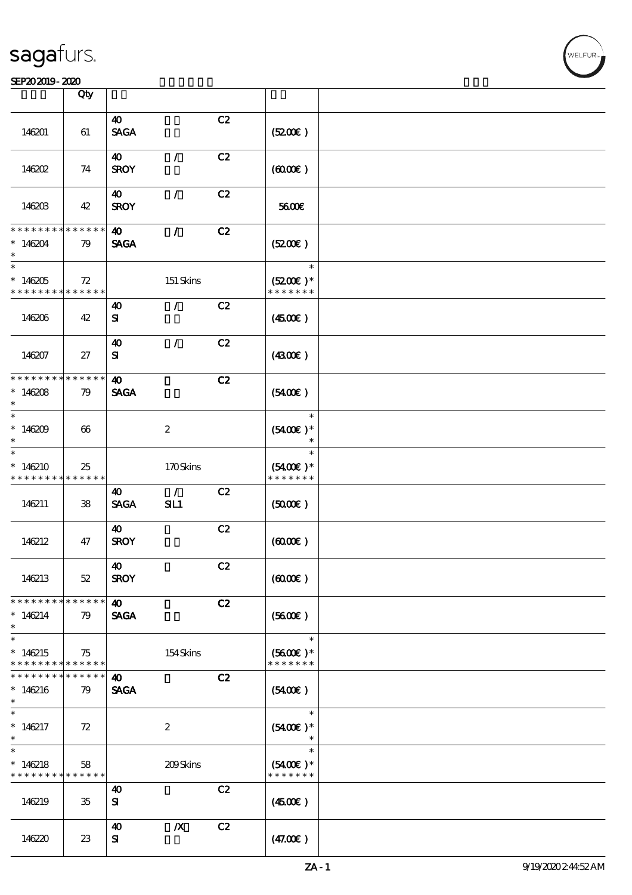| | Qty | | | | | |
|---|---|---|---|---|---|---|
| 146201 | 61 | 40 SAGA | | C2 | (52.00€) | |
| 146202 | 74 | 40 SROY | / | C2 | (60.00€) | |
| 146203 | 42 | 40 SROY | / | C2 | 56.00€ | |
| * * * * * * * * * * * * * * 146204 * | 79 | 40 SAGA | / | C2 | (52.00€) | |
| * 146205 * * * * * * * * * * * * * | 72 | | 151 Skins | | * (52.00€) * * * * * * * * | |
| 146206 | 42 | 40 SI | / | C2 | (45.00€) | |
| 146207 | 27 | 40 SI | / | C2 | (43.00€) | |
| * * * * * * * * * * * * * * 146208 * | 79 | 40 SAGA | | C2 | (54.00€) | |
| * 146209 * | 66 | | 2 | | * (54.00€) * * | |
| * 146210 * * * * * * * * * * * * * | 25 | | 170 Skins | | * (54.00€) * * * * * * * * | |
| 146211 | 38 | 40 SAGA | / SIL1 | C2 | (50.00€) | |
| 146212 | 47 | 40 SROY | | C2 | (60.00€) | |
| 146213 | 52 | 40 SROY | | C2 | (60.00€) | |
| * * * * * * * * * * * * * * 146214 * | 79 | 40 SAGA | | C2 | (56.00€) | |
| * 146215 * * * * * * * * * * * * * | 75 | | 154 Skins | | * (56.00€) * * * * * * * * | |
| * * * * * * * * * * * * * * 146216 * | 79 | 40 SAGA | | C2 | (54.00€) | |
| * 146217 * | 72 | | 2 | | * (54.00€) * * | |
| * 146218 * * * * * * * * * * * * * | 58 | | 209 Skins | | * (54.00€) * * * * * * * * | |
| 146219 | 35 | 40 SI | | C2 | (45.00€) | |
| 146220 | 23 | 40 SI | /X | C2 | (47.00€) | |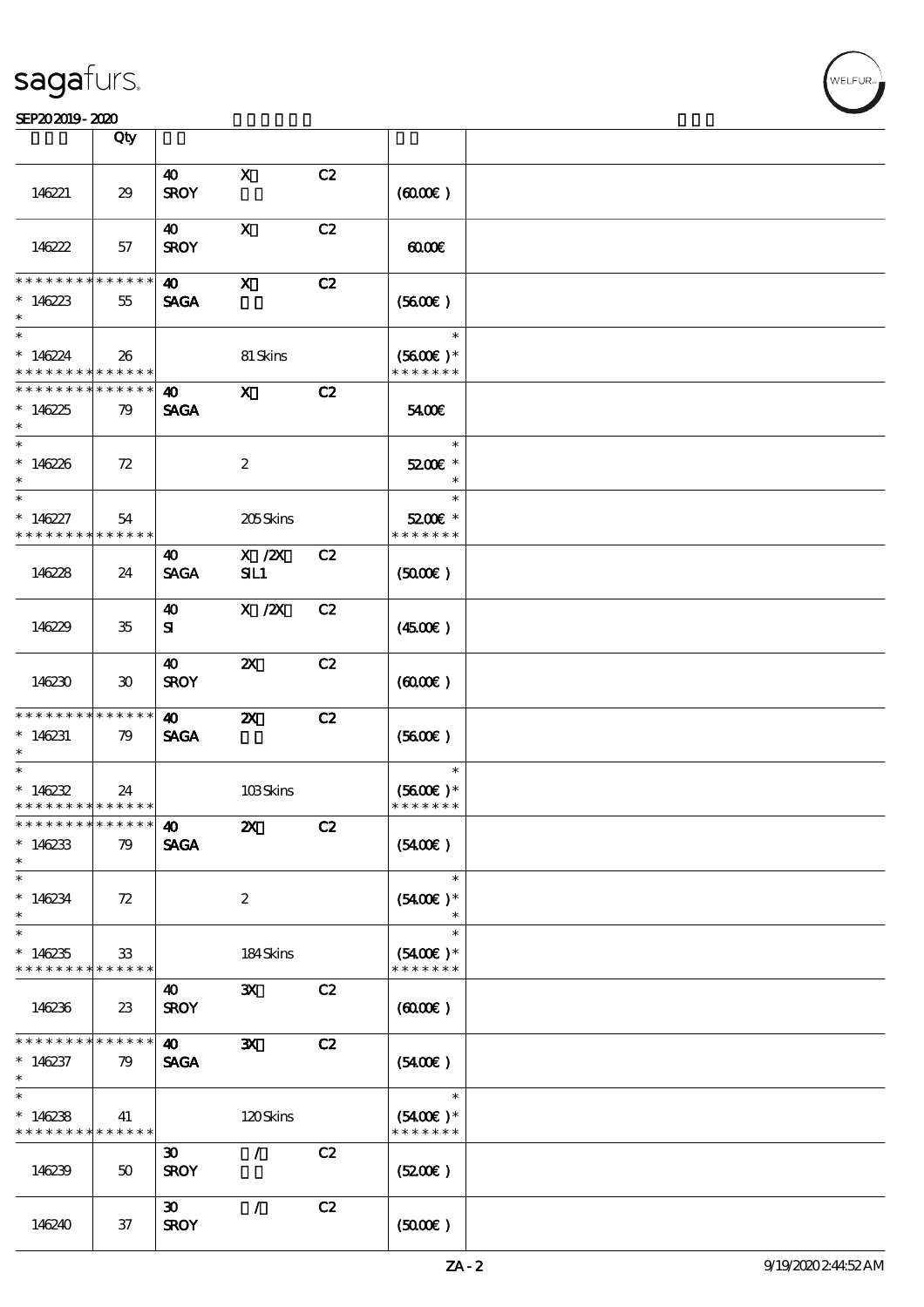sagafurs.

SEP20 2019 - 2020

| | Qty | | | | | |
|---|---|---|---|---|---|---|
| 146221 | 29 | 40 SROY | X | C2 | (60.00€ ) | |
| 146222 | 57 | 40 SROY | X | C2 | 60.00€ | |
| * * * * * * * * * * * * * * 146223 * | 55 | 40 SAGA | X | C2 | (56.00€ ) | |
| * * 146224 * * * * * * * * * * * * * | 26 | | 81 Skins | | * (56.00€ )* * * * * * * * | |
| * * * * * * * * * * * * * * 146225 * | 79 | 40 SAGA | X | C2 | 54.00€ | |
| * * 146226 * | 72 | | 2 | | * 52.00€ * * | |
| * * 146227 * * * * * * * * * * * * * | 54 | | 205 Skins | | * 52.00€ * * * * * * * * | |
| 146228 | 24 | 40 SAGA | X /2X SIL1 | C2 | (50.00€ ) | |
| 146229 | 35 | 40 SI | X /2X | C2 | (45.00€ ) | |
| 146230 | 30 | 40 SROY | 2X | C2 | (60.00€ ) | |
| * * * * * * * * * * * * * * 146231 * | 79 | 40 SAGA | 2X | C2 | (56.00€ ) | |
| * * 146232 * * * * * * * * * * * * * | 24 | | 103 Skins | | * (56.00€ )* * * * * * * * | |
| * * * * * * * * * * * * * * 146233 * | 79 | 40 SAGA | 2X | C2 | (54.00€ ) | |
| * * 146234 * | 72 | | 2 | | * (54.00€ )* * | |
| * * 146235 * * * * * * * * * * * * * | 33 | | 184 Skins | | * (54.00€ )* * * * * * * * | |
| 146236 | 23 | 40 SROY | 3X | C2 | (60.00€ ) | |
| * * * * * * * * * * * * * * 146237 * | 79 | 40 SAGA | 3X | C2 | (54.00€ ) | |
| * * 146238 * * * * * * * * * * * * * | 41 | | 120 Skins | | * (54.00€ )* * * * * * * * | |
| 146239 | 50 | 30 SROY | / | C2 | (52.00€ ) | |
| 146240 | 37 | 30 SROY | / | C2 | (50.00€ ) | |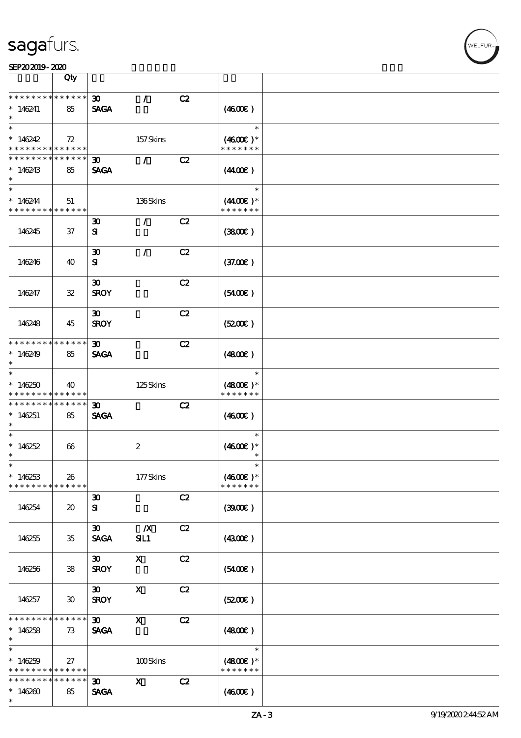sagafurs.

SEP20 2019 - 2020

| | Qty | | | | | |
|---|---|---|---|---|---|---|
| * * * * * * * * * * * * * * | | 30 | / | C2 | | |
| * 146241 | 85 | SAGA | | | (46.00€) | |
| * | | | | | | |
| * | | | | | * | |
| * 146242 | 72 | | 157 Skins | | (46.00€) * | |
| * * * * * * * * * * * * * * | | | | | * * * * * * * | |
| * * * * * * * * * * * * * * | | 30 | / | C2 | | |
| * 146243 | 85 | SAGA | | | (44.00€) | |
| * | | | | | | |
| * | | | | | * | |
| * 146244 | 51 | | 136 Skins | | (44.00€) * | |
| * * * * * * * * * * * * * * | | | | | * * * * * * * | |
| 146245 | 37 | 30<br>SI | / | C2 | (38.00€) | |
| 146246 | 40 | 30<br>SI | / | C2 | (37.00€) | |
| 146247 | 32 | 30<br>SROY | | C2 | (54.00€) | |
| 146248 | 45 | 30<br>SROY | | C2 | (52.00€) | |
| * * * * * * * * * * * * * * | | 30 | | C2 | | |
| * 146249 | 85 | SAGA | | | (48.00€) | |
| * | | | | | | |
| * | | | | | * | |
| * 146250 | 40 | | 125 Skins | | (48.00€) * | |
| * * * * * * * * * * * * * * | | | | | * * * * * * * | |
| * * * * * * * * * * * * * * | | 30 | | C2 | | |
| * 146251 | 85 | SAGA | | | (46.00€) | |
| * | | | | | | |
| * | | | | | * | |
| * 146252 | 66 | | 2 | | (46.00€) * | |
| * | | | | | * | |
| * | | | | | * | |
| * 146253 | 26 | | 177 Skins | | (46.00€) * | |
| * * * * * * * * * * * * * * | | | | | * * * * * * * | |
| 146254 | 20 | 30<br>SI | | C2 | (39.00€) | |
| 146255 | 35 | 30<br>SAGA | /X<br>SIL1 | C2 | (43.00€) | |
| 146256 | 38 | 30<br>SROY | X | C2 | (54.00€) | |
| 146257 | 30 | 30<br>SROY | X | C2 | (52.00€) | |
| * * * * * * * * * * * * * * | | 30 | X | C2 | | |
| * 146258 | 73 | SAGA | | | (48.00€) | |
| * | | | | | | |
| * | | | | | * | |
| * 146259 | 27 | | 100 Skins | | (48.00€) * | |
| * * * * * * * * * * * * * * | | | | | * * * * * * * | |
| * * * * * * * * * * * * * * | | 30 | X | C2 | | |
| * 146260 | 85 | SAGA | | | (46.00€) | |
| * | | | | | | |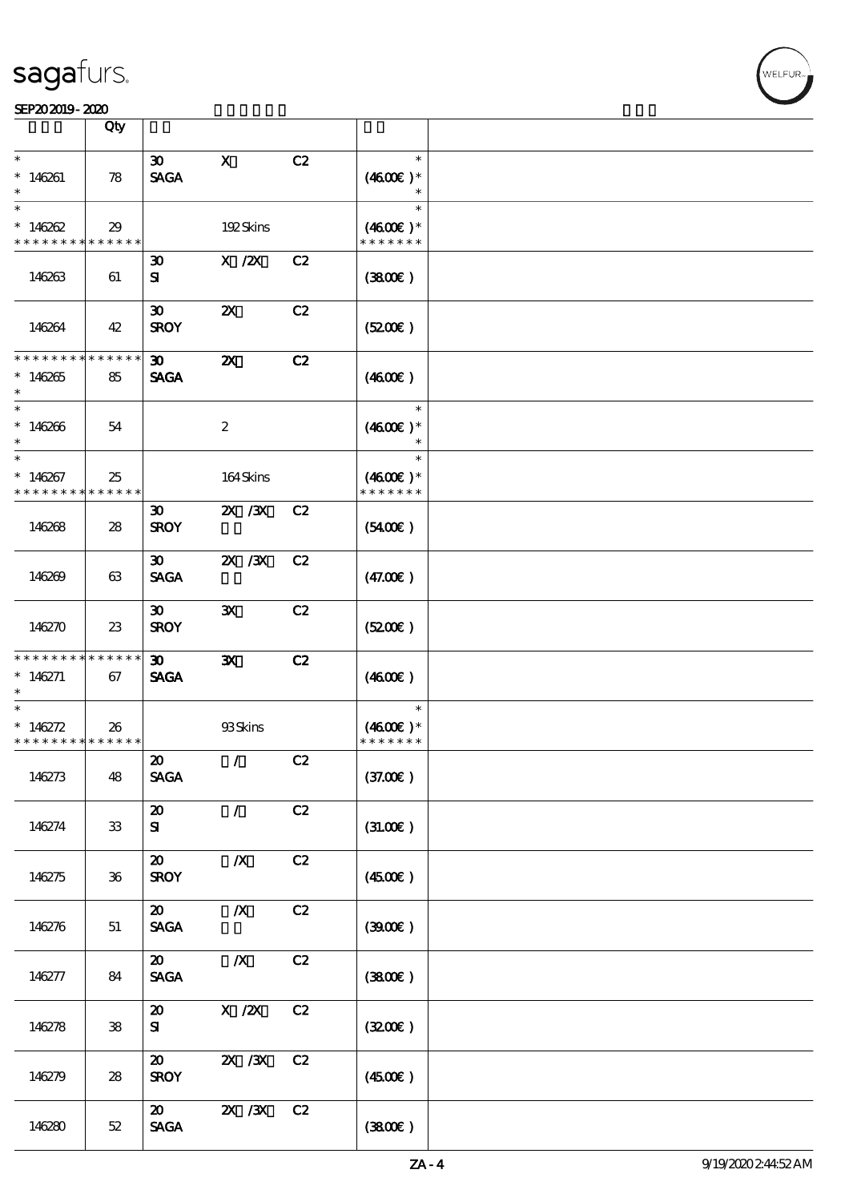| | Qty | | | | |
|---|---|---|---|---|---|
| * <br> * 146261 <br> * | 78 | 30 X C2 <br> SAGA | | * <br> (46.00€ )* <br> * | |
| * <br> * 146262 <br> * * * * * * * * * * * * * * | 29 | 192 Skins | | * <br> (46.00€ )* <br> * * * * * * * | |
| 146263 | 61 | 30 X /2X C2 <br> SI | | (38.00€ ) | |
| 146264 | 42 | 30 2X C2 <br> SROY | | (52.00€ ) | |
| * * * * * * * * * * * * * * <br> * 146265 <br> * | 85 | 30 2X C2 <br> SAGA | | (46.00€ ) | |
| * <br> * 146266 <br> * | 54 | 2 | | * <br> (46.00€ )* <br> * | |
| * <br> * 146267 <br> * * * * * * * * * * * * * * | 25 | 164 Skins | | * <br> (46.00€ )* <br> * * * * * * * | |
| 146268 | 28 | 30 2X /3X C2 <br> SROY | | (54.00€ ) | |
| 146269 | 63 | 30 2X /3X C2 <br> SAGA | | (47.00€ ) | |
| 146270 | 23 | 30 3X C2 <br> SROY | | (52.00€ ) | |
| * * * * * * * * * * * * * * <br> * 146271 <br> * | 67 | 30 3X C2 <br> SAGA | | (46.00€ ) | |
| * <br> * 146272 <br> * * * * * * * * * * * * * * | 26 | 93 Skins | | * <br> (46.00€ )* <br> * * * * * * * | |
| 146273 | 48 | 20 / C2 <br> SAGA | | (37.00€ ) | |
| 146274 | 33 | 20 / C2 <br> SI | | (31.00€ ) | |
| 146275 | 36 | 20 /X C2 <br> SROY | | (45.00€ ) | |
| 146276 | 51 | 20 /X C2 <br> SAGA | | (39.00€ ) | |
| 146277 | 84 | 20 /X C2 <br> SAGA | | (38.00€ ) | |
| 146278 | 38 | 20 X /2X C2 <br> SI | | (32.00€ ) | |
| 146279 | 28 | 20 2X /3X C2 <br> SROY | | (45.00€ ) | |
| 146280 | 52 | 20 2X /3X C2 <br> SAGA | | (38.00€ ) | |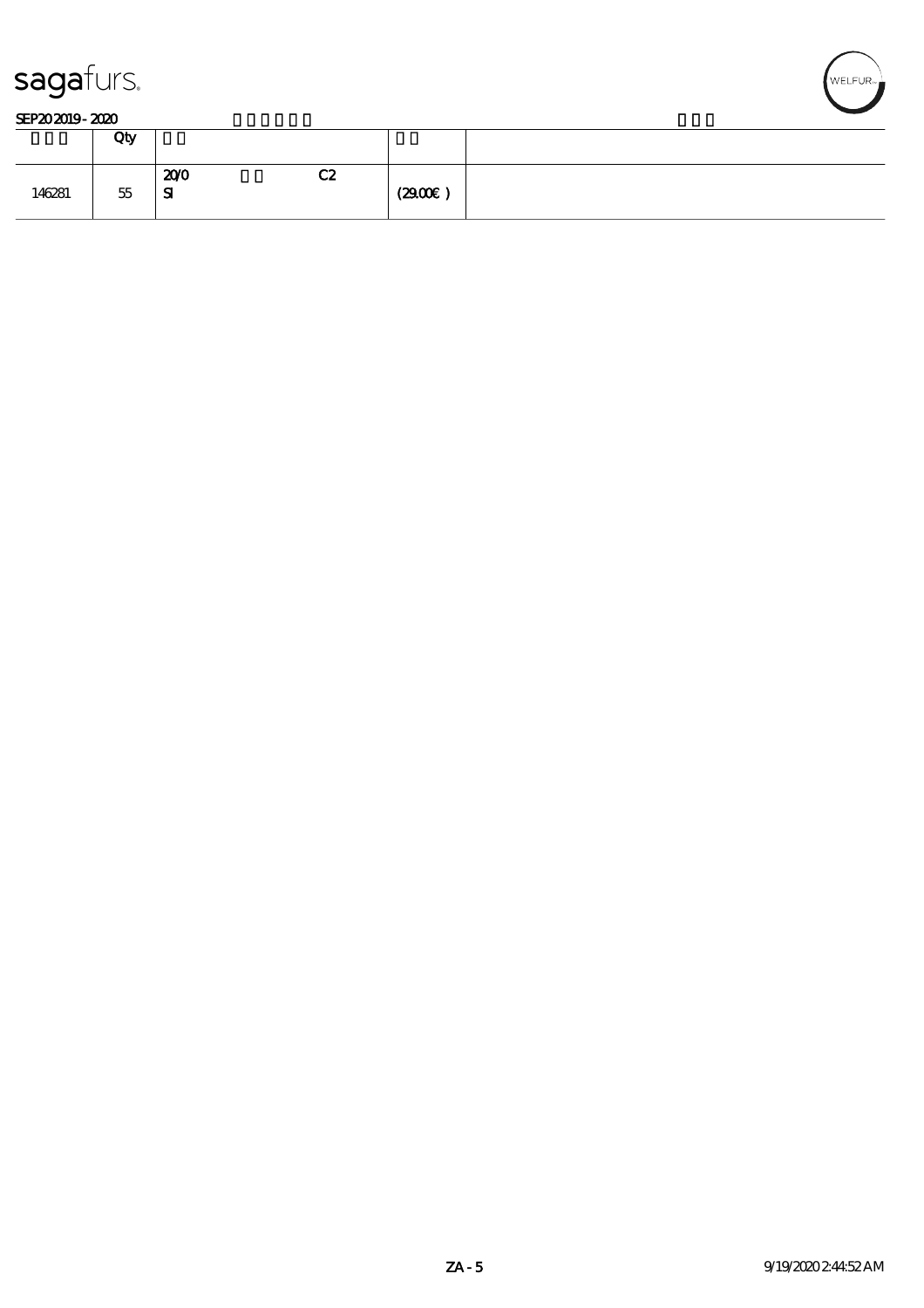sagafurs.

SEP20 2019 - 2020

| | Qty | | | |
|---|---|---|---|---|
| 146281 | 55 | 20/0 C2<br>SI | (29.00€ ) | |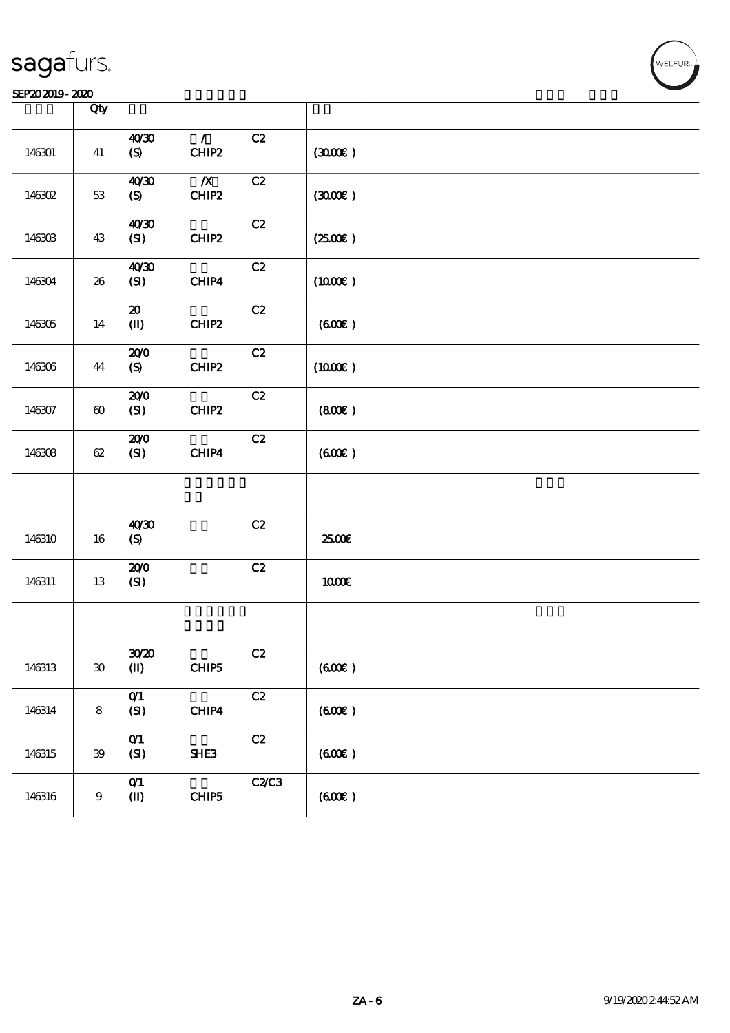sagafurs.

SEP20 2019 - 2020

| | Qty | | | | | |
|---|---|---|---|---|---|---|
| 146301 | 41 | 40/30 (S) | / CHIP2 | C2 | (30.00€) | |
| 146302 | 53 | 40/30 (S) | /X CHIP2 | C2 | (30.00€) | |
| 146303 | 43 | 40/30 (SI) | CHIP2 | C2 | (25.00€) | |
| 146304 | 26 | 40/30 (SI) | CHIP4 | C2 | (10.00€) | |
| 146305 | 14 | 20 (II) | CHIP2 | C2 | (6.00€) | |
| 146306 | 44 | 20/0 (S) | CHIP2 | C2 | (10.00€) | |
| 146307 | 60 | 20/0 (SI) | CHIP2 | C2 | (8.00€) | |
| 146308 | 62 | 20/0 (SI) | CHIP4 | C2 | (6.00€) | |
| | | | | | | |
| 146310 | 16 | 40/30 (S) | | C2 | 25.00€ | |
| 146311 | 13 | 20/0 (SI) | | C2 | 10.00€ | |
| | | | | | | |
| 146313 | 30 | 30/20 (II) | CHIP5 | C2 | (6.00€) | |
| 146314 | 8 | 0/1 (SI) | CHIP4 | C2 | (6.00€) | |
| 146315 | 39 | 0/1 (SI) | SHE3 | C2 | (6.00€) | |
| 146316 | 9 | 0/1 (II) | CHIP5 | C2/C3 | (6.00€) | |

ZA - 6

9/19/2020 2:44:52 AM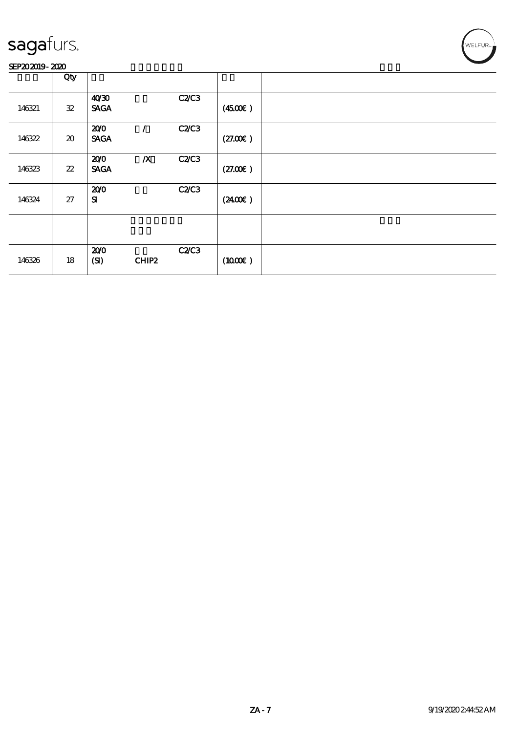| | Qty | | | | | |
|---|---|---|---|---|---|---|
| 146321 | 32 | 40/30 SAGA | | C2/C3 | (45.00€ ) | |
| 146322 | 20 | 20/0 SAGA | / | C2/C3 | (27.00€ ) | |
| 146323 | 22 | 20/0 SAGA | /X | C2/C3 | (27.00€ ) | |
| 146324 | 27 | 20/0 SI | | C2/C3 | (24.00€ ) | |
| | | | | | | |
| 146326 | 18 | 20/0 (SI) | CHIP2 | C2/C3 | (10.00€ ) | |